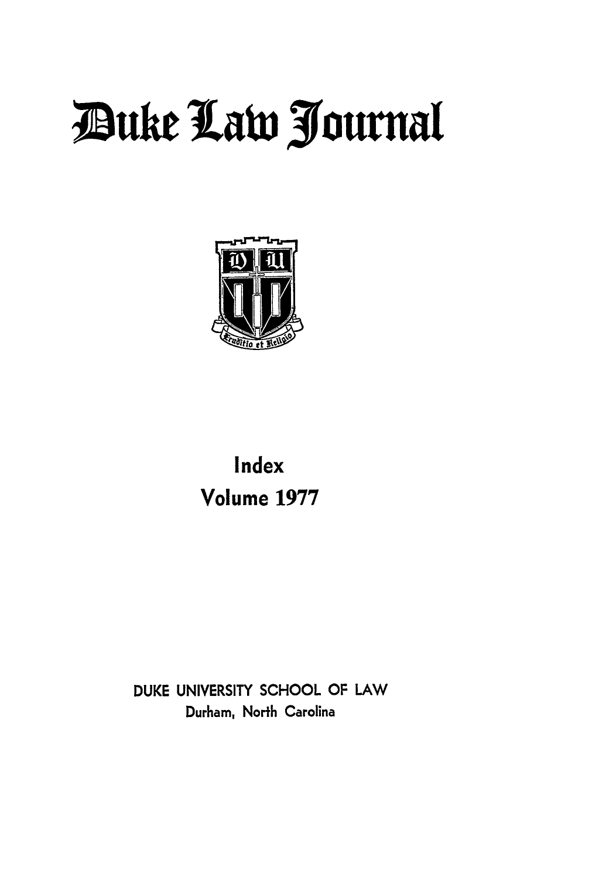# Duke Law Journal

## Index
## Volume 1977

DUKE UNIVERSITY SCHOOL OF LAW
Durham, North Carolina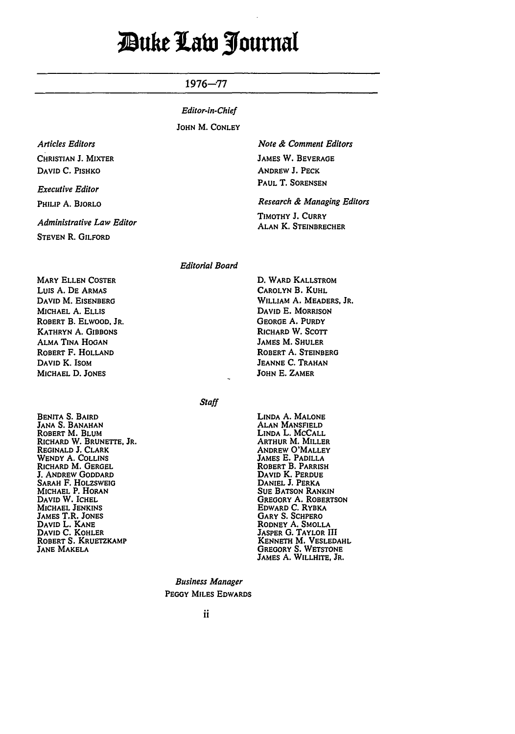# Duke Law Journal

## 1976–77

*Editor-in-Chief*

JOHN M. CONLEY

*Articles Editors*

CHRISTIAN J. MIXTER
DAVID C. PISHKO

*Executive Editor*

PHILIP A. BJORLO

*Administrative Law Editor*

STEVEN R. GILFORD

*Note & Comment Editors*

JAMES W. BEVERAGE
ANDREW J. PECK
PAUL T. SORENSEN

*Research & Managing Editors*

TIMOTHY J. CURRY
ALAN K. STEINBRECHER

*Editorial Board*

MARY ELLEN COSTER
LUIS A. DE ARMAS
DAVID M. EISENBERG
MICHAEL A. ELLIS
ROBERT B. ELWOOD, JR.
KATHRYN A. GIBBONS
ALMA TINA HOGAN
ROBERT F. HOLLAND
DAVID K. ISOM
MICHAEL D. JONES
D. WARD KALLSTROM
CAROLYN B. KUHL
WILLIAM A. MEADERS, JR.
DAVID E. MORRISON
GEORGE A. PURDY
RICHARD W. SCOTT
JAMES M. SHULER
ROBERT A. STEINBERG
JEANNE C. TRAHAN
JOHN E. ZAMER

*Staff*

BENITA S. BAIRD
JANA S. BANAHAN
ROBERT M. BLUM
RICHARD W. BRUNETTE, JR.
REGINALD J. CLARK
WENDY A. COLLINS
RICHARD M. GERGEL
J. ANDREW GODDARD
SARAH F. HOLZSWEIG
MICHAEL P. HORAN
DAVID W. ICHEL
MICHAEL JENKINS
JAMES T.R. JONES
DAVID L. KANE
DAVID C. KOHLER
ROBERT S. KRUETZKAMP
JANE MAKELA
LINDA A. MALONE
ALAN MANSFIELD
LINDA L. MCCALL
ARTHUR M. MILLER
ANDREW O'MALLEY
JAMES E. PADILLA
ROBERT B. PARRISH
DAVID K. PERDUE
DANIEL J. PERKA
SUE BATSON RANKIN
GREGORY A. ROBERTSON
EDWARD C. RYBKA
GARY S. SCHPERO
RODNEY A. SMOLLA
JASPER G. TAYLOR III
KENNETH M. VESLEDAHL
GREGORY S. WETSTONE
JAMES A. WILLHITE, JR.

*Business Manager*

PEGGY MILES EDWARDS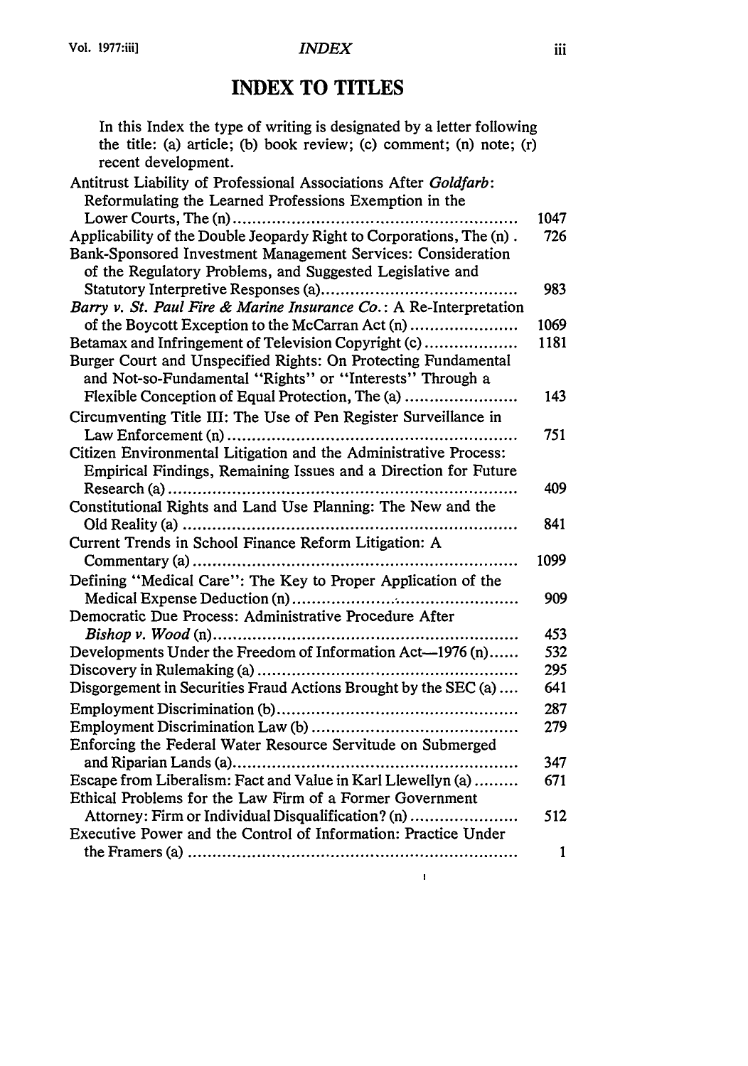# INDEX TO TITLES

In this Index the type of writing is designated by a letter following the title: (a) article; (b) book review; (c) comment; (n) note; (r) recent development.

| Title | Page |
|---|---|
| Antitrust Liability of Professional Associations After *Goldfarb*: Reformulating the Learned Professions Exemption in the Lower Courts, The (n) | 1047 |
| Applicability of the Double Jeopardy Right to Corporations, The (n) | 726 |
| Bank-Sponsored Investment Management Services: Consideration of the Regulatory Problems, and Suggested Legislative and Statutory Interpretive Responses (a) | 983 |
| *Barry v. St. Paul Fire & Marine Insurance Co.*: A Re-Interpretation of the Boycott Exception to the McCarran Act (n) | 1069 |
| Betamax and Infringement of Television Copyright (c) | 1181 |
| Burger Court and Unspecified Rights: On Protecting Fundamental and Not-so-Fundamental "Rights" or "Interests" Through a Flexible Conception of Equal Protection, The (a) | 143 |
| Circumventing Title III: The Use of Pen Register Surveillance in Law Enforcement (n) | 751 |
| Citizen Environmental Litigation and the Administrative Process: Empirical Findings, Remaining Issues and a Direction for Future Research (a) | 409 |
| Constitutional Rights and Land Use Planning: The New and the Old Reality (a) | 841 |
| Current Trends in School Finance Reform Litigation: A Commentary (a) | 1099 |
| Defining "Medical Care": The Key to Proper Application of the Medical Expense Deduction (n) | 909 |
| Democratic Due Process: Administrative Procedure After *Bishop v. Wood* (n) | 453 |
| Developments Under the Freedom of Information Act—1976 (n) | 532 |
| Discovery in Rulemaking (a) | 295 |
| Disgorgement in Securities Fraud Actions Brought by the SEC (a) | 641 |
| Employment Discrimination (b) | 287 |
| Employment Discrimination Law (b) | 279 |
| Enforcing the Federal Water Resource Servitude on Submerged and Riparian Lands (a) | 347 |
| Escape from Liberalism: Fact and Value in Karl Llewellyn (a) | 671 |
| Ethical Problems for the Law Firm of a Former Government Attorney: Firm or Individual Disqualification? (n) | 512 |
| Executive Power and the Control of Information: Practice Under the Framers (a) | 1 |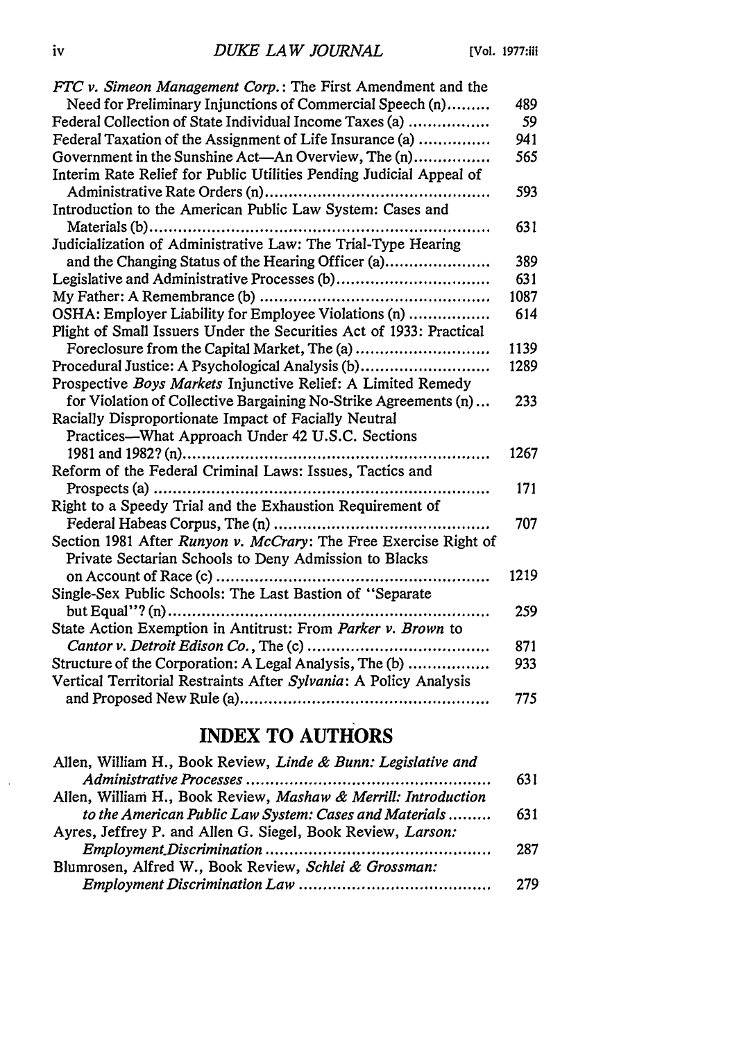*FTC v. Simeon Management Corp.*: The First Amendment and the Need for Preliminary Injunctions of Commercial Speech (n) ......... 489

Federal Collection of State Individual Income Taxes (a) ................ 59

Federal Taxation of the Assignment of Life Insurance (a) .............. 941

Government in the Sunshine Act—An Overview, The (n)............... 565

Interim Rate Relief for Public Utilities Pending Judicial Appeal of Administrative Rate Orders (n).............................................. 593

Introduction to the American Public Law System: Cases and Materials (b)...................................................................... 631

Judicialization of Administrative Law: The Trial-Type Hearing and the Changing Status of the Hearing Officer (a)..................... 389

Legislative and Administrative Processes (b)............................... 631

My Father: A Remembrance (b) ............................................... 1087

OSHA: Employer Liability for Employee Violations (n) ................ 614

Plight of Small Issuers Under the Securities Act of 1933: Practical Foreclosure from the Capital Market, The (a) ........................... 1139

Procedural Justice: A Psychological Analysis (b).......................... 1289

Prospective *Boys Markets* Injunctive Relief: A Limited Remedy for Violation of Collective Bargaining No-Strike Agreements (n)... 233

Racially Disproportionate Impact of Facially Neutral Practices—What Approach Under 42 U.S.C. Sections 1981 and 1982? (n)............................................................... 1267

Reform of the Federal Criminal Laws: Issues, Tactics and Prospects (a) .................................................................... 171

Right to a Speedy Trial and the Exhaustion Requirement of Federal Habeas Corpus, The (n) ............................................ 707

Section 1981 After *Runyon v. McCrary*: The Free Exercise Right of Private Sectarian Schools to Deny Admission to Blacks on Account of Race (c) ....................................................... 1219

Single-Sex Public Schools: The Last Bastion of "Separate but Equal"? (n)................................................................. 259

State Action Exemption in Antitrust: From *Parker v. Brown* to *Cantor v. Detroit Edison Co.*, The (c) ..................................... 871

Structure of the Corporation: A Legal Analysis, The (b) ................ 933

Vertical Territorial Restraints After *Sylvania*: A Policy Analysis and Proposed New Rule (a).................................................. 775

## INDEX TO AUTHORS

Allen, William H., Book Review, *Linde & Bunn: Legislative and Administrative Processes* ................................................. 631

Allen, William H., Book Review, *Mashaw & Merrill: Introduction to the American Public Law System: Cases and Materials* ......... 631

Ayres, Jeffrey P. and Allen G. Siegel, Book Review, *Larson: Employment Discrimination* .............................................. 287

Blumrosen, Alfred W., Book Review, *Schlei & Grossman: Employment Discrimination Law* ....................................... 279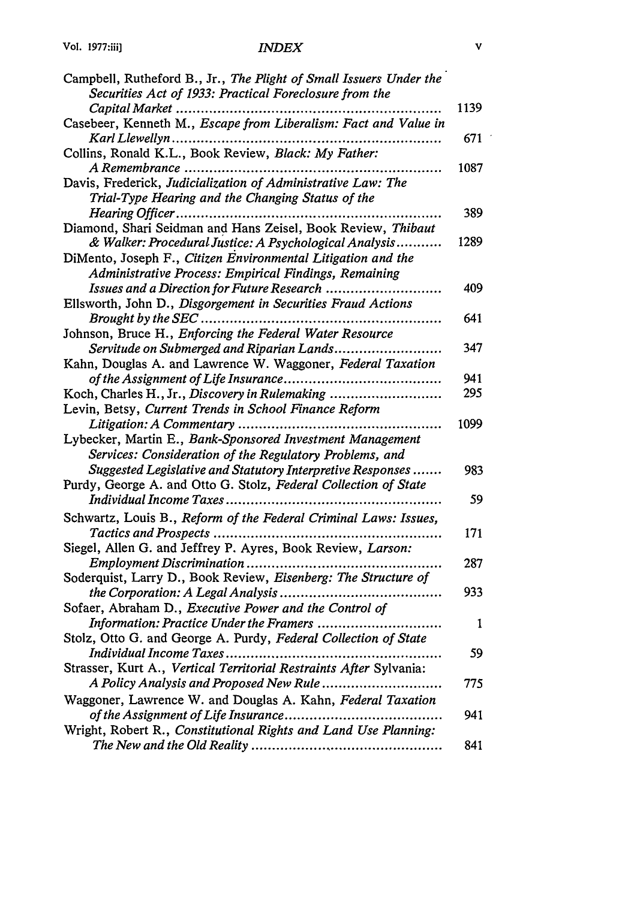Campbell, Rutheford B., Jr., *The Plight of Small Issuers Under the Securities Act of 1933: Practical Foreclosure from the Capital Market* ............ 1139

Casebeer, Kenneth M., *Escape from Liberalism: Fact and Value in Karl Llewellyn* ............ 671

Collins, Ronald K.L., Book Review, *Black: My Father: A Remembrance* ............ 1087

Davis, Frederick, *Judicialization of Administrative Law: The Trial-Type Hearing and the Changing Status of the Hearing Officer* ............ 389

Diamond, Shari Seidman and Hans Zeisel, Book Review, *Thibaut & Walker: Procedural Justice: A Psychological Analysis* ............ 1289

DiMento, Joseph F., *Citizen Environmental Litigation and the Administrative Process: Empirical Findings, Remaining Issues and a Direction for Future Research* ............ 409

Ellsworth, John D., *Disgorgement in Securities Fraud Actions Brought by the SEC* ............ 641

Johnson, Bruce H., *Enforcing the Federal Water Resource Servitude on Submerged and Riparian Lands* ............ 347

Kahn, Douglas A. and Lawrence W. Waggoner, *Federal Taxation of the Assignment of Life Insurance* ............ 941

Koch, Charles H., Jr., *Discovery in Rulemaking* ............ 295

Levin, Betsy, *Current Trends in School Finance Reform Litigation: A Commentary* ............ 1099

Lybecker, Martin E., *Bank-Sponsored Investment Management Services: Consideration of the Regulatory Problems, and Suggested Legislative and Statutory Interpretive Responses* ............ 983

Purdy, George A. and Otto G. Stolz, *Federal Collection of State Individual Income Taxes* ............ 59

Schwartz, Louis B., *Reform of the Federal Criminal Laws: Issues, Tactics and Prospects* ............ 171

Siegel, Allen G. and Jeffrey P. Ayres, Book Review, *Larson: Employment Discrimination* ............ 287

Soderquist, Larry D., Book Review, *Eisenberg: The Structure of the Corporation: A Legal Analysis* ............ 933

Sofaer, Abraham D., *Executive Power and the Control of Information: Practice Under the Framers* ............ 1

Stolz, Otto G. and George A. Purdy, *Federal Collection of State Individual Income Taxes* ............ 59

Strasser, Kurt A., *Vertical Territorial Restraints After* Sylvania: *A Policy Analysis and Proposed New Rule* ............ 775

Waggoner, Lawrence W. and Douglas A. Kahn, *Federal Taxation of the Assignment of Life Insurance* ............ 941

Wright, Robert R., *Constitutional Rights and Land Use Planning: The New and the Old Reality* ............ 841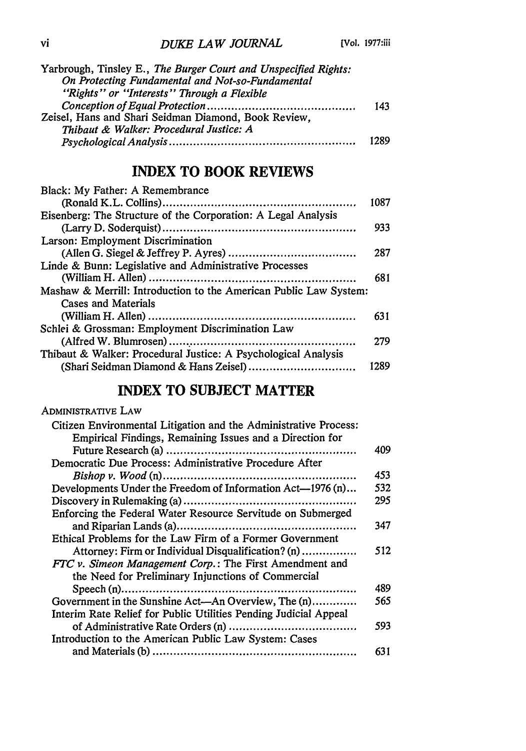Yarbrough, Tinsley E., *The Burger Court and Unspecified Rights: On Protecting Fundamental and Not-so-Fundamental "Rights" or "Interests" Through a Flexible Conception of Equal Protection* .......... 143

Zeisel, Hans and Shari Seidman Diamond, Book Review, *Thibaut & Walker: Procedural Justice: A Psychological Analysis* .......... 1289

## INDEX TO BOOK REVIEWS

Black: My Father: A Remembrance (Ronald K.L. Collins) .......... 1087

Eisenberg: The Structure of the Corporation: A Legal Analysis (Larry D. Soderquist) .......... 933

Larson: Employment Discrimination (Allen G. Siegel & Jeffrey P. Ayres) .......... 287

Linde & Bunn: Legislative and Administrative Processes (William H. Allen) .......... 681

Mashaw & Merrill: Introduction to the American Public Law System: Cases and Materials (William H. Allen) .......... 631

Schlei & Grossman: Employment Discrimination Law (Alfred W. Blumrosen) .......... 279

Thibaut & Walker: Procedural Justice: A Psychological Analysis (Shari Seidman Diamond & Hans Zeisel) .......... 1289

## INDEX TO SUBJECT MATTER

ADMINISTRATIVE LAW

Citizen Environmental Litigation and the Administrative Process: Empirical Findings, Remaining Issues and a Direction for Future Research (a) .......... 409

Democratic Due Process: Administrative Procedure After *Bishop v. Wood* (n) .......... 453

Developments Under the Freedom of Information Act—1976 (n) .......... 532

Discovery in Rulemaking (a) .......... 295

Enforcing the Federal Water Resource Servitude on Submerged and Riparian Lands (a) .......... 347

Ethical Problems for the Law Firm of a Former Government Attorney: Firm or Individual Disqualification? (n) .......... 512

*FTC v. Simeon Management Corp.*: The First Amendment and the Need for Preliminary Injunctions of Commercial Speech (n) .......... 489

Government in the Sunshine Act—An Overview, The (n) .......... 565

Interim Rate Relief for Public Utilities Pending Judicial Appeal of Administrative Rate Orders (n) .......... 593

Introduction to the American Public Law System: Cases and Materials (b) .......... 631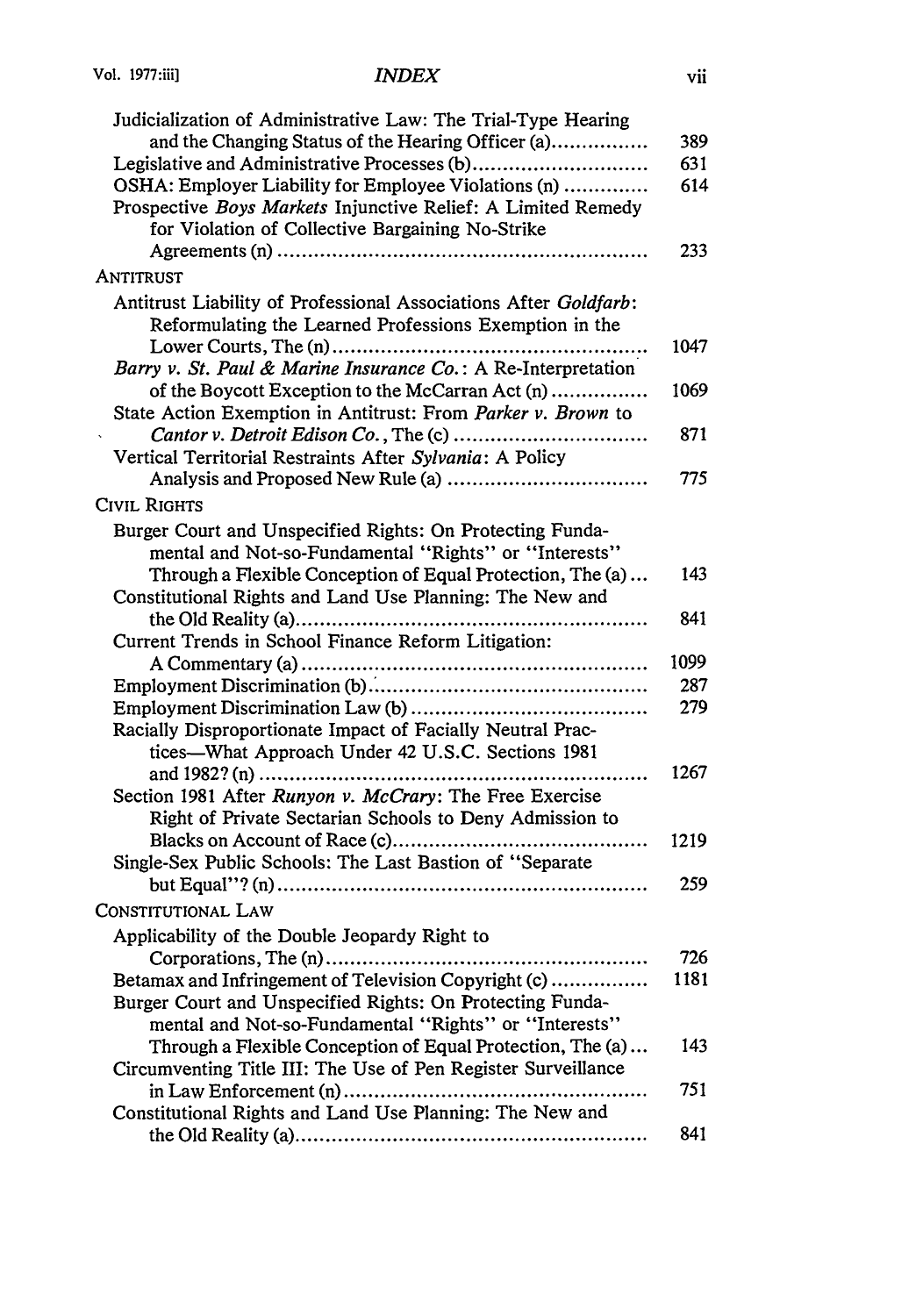Judicialization of Administrative Law: The Trial-Type Hearing and the Changing Status of the Hearing Officer (a) ........ 389

Legislative and Administrative Processes (b) ........ 631

OSHA: Employer Liability for Employee Violations (n) ........ 614

Prospective *Boys Markets* Injunctive Relief: A Limited Remedy for Violation of Collective Bargaining No-Strike Agreements (n) ........ 233

## ANTITRUST

Antitrust Liability of Professional Associations After *Goldfarb*: Reformulating the Learned Professions Exemption in the Lower Courts, The (n) ........ 1047

*Barry v. St. Paul & Marine Insurance Co.*: A Re-Interpretation of the Boycott Exception to the McCarran Act (n) ........ 1069

State Action Exemption in Antitrust: From *Parker v. Brown* to *Cantor v. Detroit Edison Co.*, The (c) ........ 871

Vertical Territorial Restraints After *Sylvania*: A Policy Analysis and Proposed New Rule (a) ........ 775

## CIVIL RIGHTS

Burger Court and Unspecified Rights: On Protecting Fundamental and Not-so-Fundamental "Rights" or "Interests" Through a Flexible Conception of Equal Protection, The (a) ... 143

Constitutional Rights and Land Use Planning: The New and the Old Reality (a) ........ 841

Current Trends in School Finance Reform Litigation: A Commentary (a) ........ 1099

Employment Discrimination (b) ........ 287

Employment Discrimination Law (b) ........ 279

Racially Disproportionate Impact of Facially Neutral Practices—What Approach Under 42 U.S.C. Sections 1981 and 1982? (n) ........ 1267

Section 1981 After *Runyon v. McCrary*: The Free Exercise Right of Private Sectarian Schools to Deny Admission to Blacks on Account of Race (c) ........ 1219

Single-Sex Public Schools: The Last Bastion of "Separate but Equal"? (n) ........ 259

## CONSTITUTIONAL LAW

Applicability of the Double Jeopardy Right to Corporations, The (n) ........ 726

Betamax and Infringement of Television Copyright (c) ........ 1181

Burger Court and Unspecified Rights: On Protecting Fundamental and Not-so-Fundamental "Rights" or "Interests" Through a Flexible Conception of Equal Protection, The (a) ... 143

Circumventing Title III: The Use of Pen Register Surveillance in Law Enforcement (n) ........ 751

Constitutional Rights and Land Use Planning: The New and the Old Reality (a) ........ 841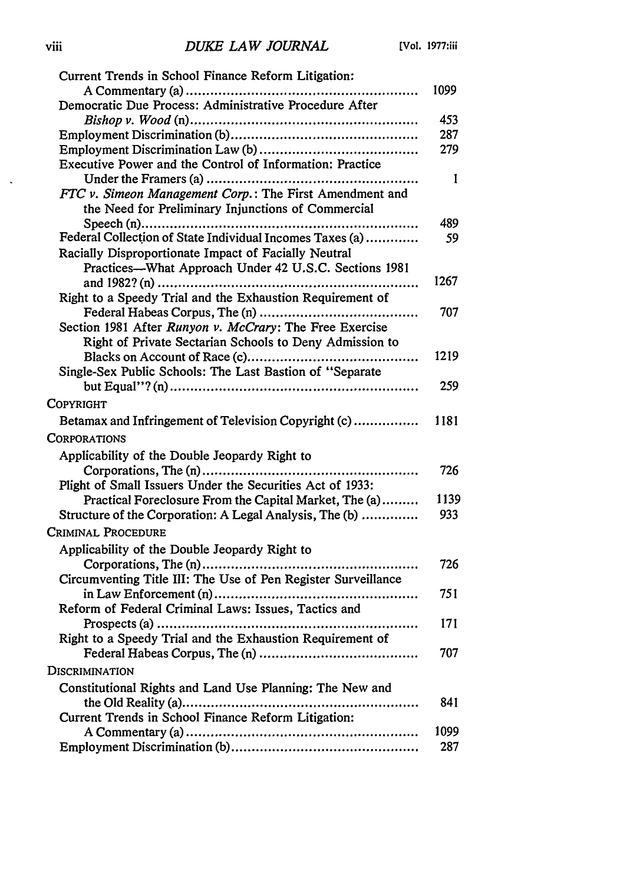| | |
|---|---|
| Current Trends in School Finance Reform Litigation: A Commentary (a) | 1099 |
| Democratic Due Process: Administrative Procedure After *Bishop v. Wood* (n) | 453 |
| Employment Discrimination (b) | 287 |
| Employment Discrimination Law (b) | 279 |
| Executive Power and the Control of Information: Practice Under the Framers (a) | 1 |
| *FTC v. Simeon Management Corp.*: The First Amendment and the Need for Preliminary Injunctions of Commercial Speech (n) | 489 |
| Federal Collection of State Individual Incomes Taxes (a) | 59 |
| Racially Disproportionate Impact of Facially Neutral Practices—What Approach Under 42 U.S.C. Sections 1981 and 1982? (n) | 1267 |
| Right to a Speedy Trial and the Exhaustion Requirement of Federal Habeas Corpus, The (n) | 707 |
| Section 1981 After *Runyon v. McCrary*: The Free Exercise Right of Private Sectarian Schools to Deny Admission to Blacks on Account of Race (c) | 1219 |
| Single-Sex Public Schools: The Last Bastion of "Separate but Equal"? (n) | 259 |

COPYRIGHT

| | |
|---|---|
| Betamax and Infringement of Television Copyright (c) | 1181 |

CORPORATIONS

| | |
|---|---|
| Applicability of the Double Jeopardy Right to Corporations, The (n) | 726 |
| Plight of Small Issuers Under the Securities Act of 1933: Practical Foreclosure From the Capital Market, The (a) | 1139 |
| Structure of the Corporation: A Legal Analysis, The (b) | 933 |

CRIMINAL PROCEDURE

| | |
|---|---|
| Applicability of the Double Jeopardy Right to Corporations, The (n) | 726 |
| Circumventing Title III: The Use of Pen Register Surveillance in Law Enforcement (n) | 751 |
| Reform of Federal Criminal Laws: Issues, Tactics and Prospects (a) | 171 |
| Right to a Speedy Trial and the Exhaustion Requirement of Federal Habeas Corpus, The (n) | 707 |

DISCRIMINATION

| | |
|---|---|
| Constitutional Rights and Land Use Planning: The New and the Old Reality (a) | 841 |
| Current Trends in School Finance Reform Litigation: A Commentary (a) | 1099 |
| Employment Discrimination (b) | 287 |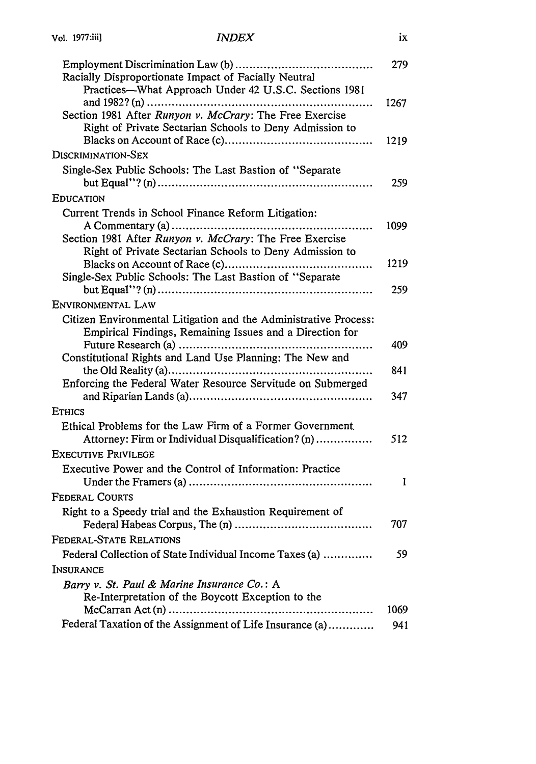Employment Discrimination Law (b) .................................... 279
Racially Disproportionate Impact of Facially Neutral Practices—What Approach Under 42 U.S.C. Sections 1981 and 1982? (n) .................................... 1267
Section 1981 After *Runyon v. McCrary*: The Free Exercise Right of Private Sectarian Schools to Deny Admission to Blacks on Account of Race (c) .................................... 1219

DISCRIMINATION-SEX

Single-Sex Public Schools: The Last Bastion of "Separate but Equal"? (n) .................................... 259

EDUCATION

Current Trends in School Finance Reform Litigation: A Commentary (a) .................................... 1099
Section 1981 After *Runyon v. McCrary*: The Free Exercise Right of Private Sectarian Schools to Deny Admission to Blacks on Account of Race (c) .................................... 1219
Single-Sex Public Schools: The Last Bastion of "Separate but Equal"? (n) .................................... 259

ENVIRONMENTAL LAW

Citizen Environmental Litigation and the Administrative Process: Empirical Findings, Remaining Issues and a Direction for Future Research (a) .................................... 409
Constitutional Rights and Land Use Planning: The New and the Old Reality (a) .................................... 841
Enforcing the Federal Water Resource Servitude on Submerged and Riparian Lands (a) .................................... 347

ETHICS

Ethical Problems for the Law Firm of a Former Government Attorney: Firm or Individual Disqualification? (n) .................................... 512

EXECUTIVE PRIVILEGE

Executive Power and the Control of Information: Practice Under the Framers (a) .................................... 1

FEDERAL COURTS

Right to a Speedy trial and the Exhaustion Requirement of Federal Habeas Corpus, The (n) .................................... 707

FEDERAL-STATE RELATIONS

Federal Collection of State Individual Income Taxes (a) .................................... 59

INSURANCE

*Barry v. St. Paul & Marine Insurance Co.*: A Re-Interpretation of the Boycott Exception to the McCarran Act (n) .................................... 1069
Federal Taxation of the Assignment of Life Insurance (a) .................................... 941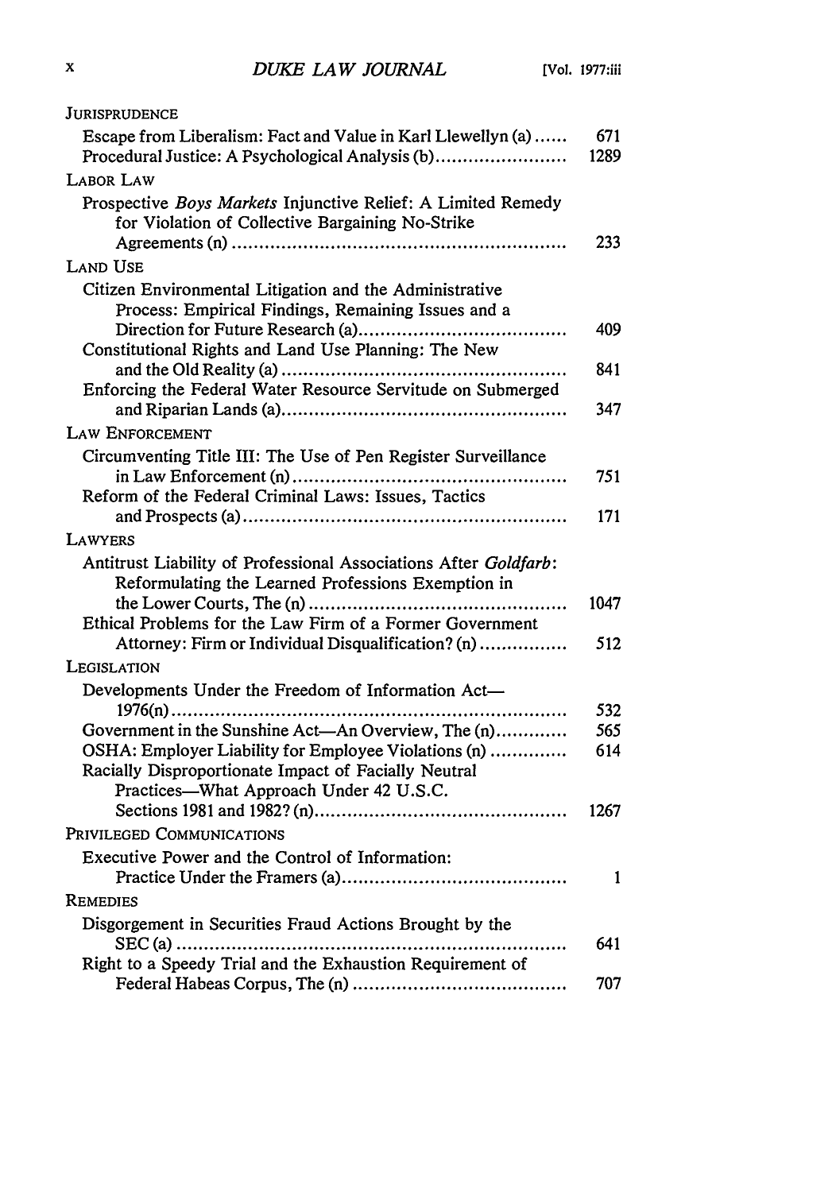JURISPRUDENCE

| | |
|---|---|
| Escape from Liberalism: Fact and Value in Karl Llewellyn (a) | 671 |
| Procedural Justice: A Psychological Analysis (b) | 1289 |

LABOR LAW

| | |
|---|---|
| Prospective *Boys Markets* Injunctive Relief: A Limited Remedy for Violation of Collective Bargaining No-Strike Agreements (n) | 233 |

LAND USE

| | |
|---|---|
| Citizen Environmental Litigation and the Administrative Process: Empirical Findings, Remaining Issues and a Direction for Future Research (a) | 409 |
| Constitutional Rights and Land Use Planning: The New and the Old Reality (a) | 841 |
| Enforcing the Federal Water Resource Servitude on Submerged and Riparian Lands (a) | 347 |

LAW ENFORCEMENT

| | |
|---|---|
| Circumventing Title III: The Use of Pen Register Surveillance in Law Enforcement (n) | 751 |
| Reform of the Federal Criminal Laws: Issues, Tactics and Prospects (a) | 171 |

LAWYERS

| | |
|---|---|
| Antitrust Liability of Professional Associations After *Goldfarb*: Reformulating the Learned Professions Exemption in the Lower Courts, The (n) | 1047 |
| Ethical Problems for the Law Firm of a Former Government Attorney: Firm or Individual Disqualification? (n) | 512 |

LEGISLATION

| | |
|---|---|
| Developments Under the Freedom of Information Act—1976(n) | 532 |
| Government in the Sunshine Act—An Overview, The (n) | 565 |
| OSHA: Employer Liability for Employee Violations (n) | 614 |
| Racially Disproportionate Impact of Facially Neutral Practices—What Approach Under 42 U.S.C. Sections 1981 and 1982? (n) | 1267 |

PRIVILEGED COMMUNICATIONS

| | |
|---|---|
| Executive Power and the Control of Information: Practice Under the Framers (a) | 1 |

REMEDIES

| | |
|---|---|
| Disgorgement in Securities Fraud Actions Brought by the SEC (a) | 641 |
| Right to a Speedy Trial and the Exhaustion Requirement of Federal Habeas Corpus, The (n) | 707 |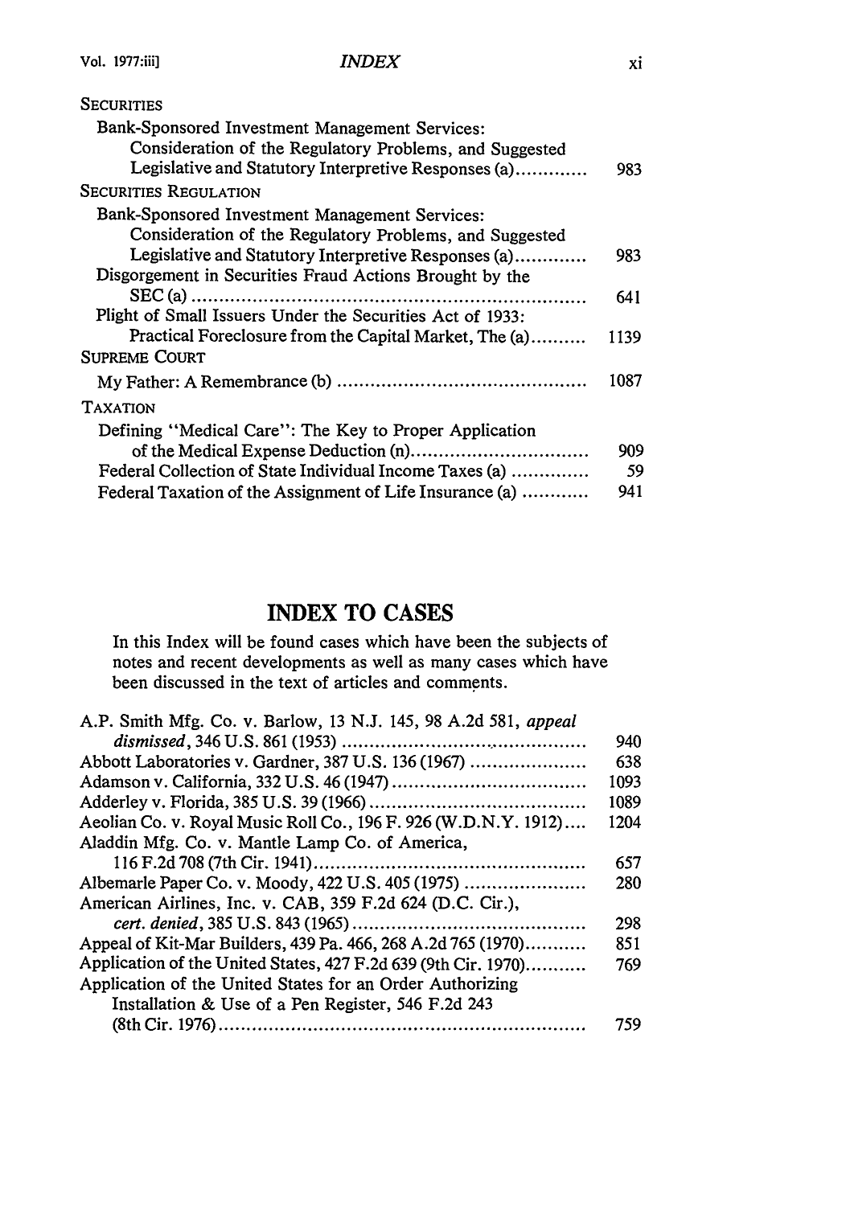SECURITIES

Bank-Sponsored Investment Management Services: Consideration of the Regulatory Problems, and Suggested Legislative and Statutory Interpretive Responses (a)............. 983

SECURITIES REGULATION

Bank-Sponsored Investment Management Services: Consideration of the Regulatory Problems, and Suggested Legislative and Statutory Interpretive Responses (a)............. 983

Disgorgement in Securities Fraud Actions Brought by the SEC (a) ...................................................................... 641

Plight of Small Issuers Under the Securities Act of 1933: Practical Foreclosure from the Capital Market, The (a).......... 1139

SUPREME COURT

My Father: A Remembrance (b) ............................................. 1087

TAXATION

Defining "Medical Care": The Key to Proper Application of the Medical Expense Deduction (n)................................ 909

Federal Collection of State Individual Income Taxes (a) .............. 59

Federal Taxation of the Assignment of Life Insurance (a) ............ 941

## INDEX TO CASES

In this Index will be found cases which have been the subjects of notes and recent developments as well as many cases which have been discussed in the text of articles and comments.

A.P. Smith Mfg. Co. v. Barlow, 13 N.J. 145, 98 A.2d 581, *appeal dismissed*, 346 U.S. 861 (1953) ........................................... 940

Abbott Laboratories v. Gardner, 387 U.S. 136 (1967) ..................... 638

Adamson v. California, 332 U.S. 46 (1947) .................................. 1093

Adderley v. Florida, 385 U.S. 39 (1966) ...................................... 1089

Aeolian Co. v. Royal Music Roll Co., 196 F. 926 (W.D.N.Y. 1912).... 1204

Aladdin Mfg. Co. v. Mantle Lamp Co. of America, 116 F.2d 708 (7th Cir. 1941)................................................ 657

Albemarle Paper Co. v. Moody, 422 U.S. 405 (1975) ...................... 280

American Airlines, Inc. v. CAB, 359 F.2d 624 (D.C. Cir.), *cert. denied*, 385 U.S. 843 (1965) ......................................... 298

Appeal of Kit-Mar Builders, 439 Pa. 466, 268 A.2d 765 (1970)........... 851

Application of the United States, 427 F.2d 639 (9th Cir. 1970)........... 769

Application of the United States for an Order Authorizing Installation & Use of a Pen Register, 546 F.2d 243 (8th Cir. 1976)................................................................. 759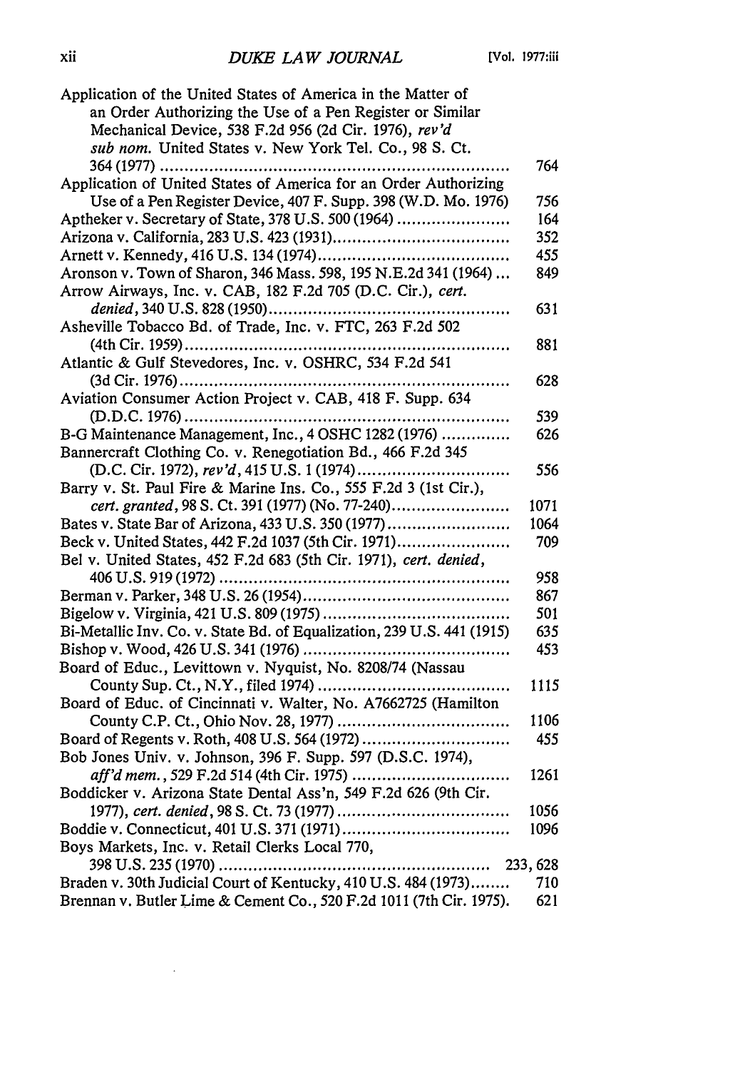| Case | Page |
|---|---|
| Application of the United States of America in the Matter of an Order Authorizing the Use of a Pen Register or Similar Mechanical Device, 538 F.2d 956 (2d Cir. 1976), *rev'd sub nom.* United States v. New York Tel. Co., 98 S. Ct. 364 (1977) | 764 |
| Application of United States of America for an Order Authorizing Use of a Pen Register Device, 407 F. Supp. 398 (W.D. Mo. 1976) | 756 |
| Aptheker v. Secretary of State, 378 U.S. 500 (1964) | 164 |
| Arizona v. California, 283 U.S. 423 (1931) | 352 |
| Arnett v. Kennedy, 416 U.S. 134 (1974) | 455 |
| Aronson v. Town of Sharon, 346 Mass. 598, 195 N.E.2d 341 (1964) | 849 |
| Arrow Airways, Inc. v. CAB, 182 F.2d 705 (D.C. Cir.), *cert. denied*, 340 U.S. 828 (1950) | 631 |
| Asheville Tobacco Bd. of Trade, Inc. v. FTC, 263 F.2d 502 (4th Cir. 1959) | 881 |
| Atlantic & Gulf Stevedores, Inc. v. OSHRC, 534 F.2d 541 (3d Cir. 1976) | 628 |
| Aviation Consumer Action Project v. CAB, 418 F. Supp. 634 (D.D.C. 1976) | 539 |
| B-G Maintenance Management, Inc., 4 OSHC 1282 (1976) | 626 |
| Bannercraft Clothing Co. v. Renegotiation Bd., 466 F.2d 345 (D.C. Cir. 1972), *rev'd*, 415 U.S. 1 (1974) | 556 |
| Barry v. St. Paul Fire & Marine Ins. Co., 555 F.2d 3 (1st Cir.), *cert. granted*, 98 S. Ct. 391 (1977) (No. 77-240) | 1071 |
| Bates v. State Bar of Arizona, 433 U.S. 350 (1977) | 1064 |
| Beck v. United States, 442 F.2d 1037 (5th Cir. 1971) | 709 |
| Bel v. United States, 452 F.2d 683 (5th Cir. 1971), *cert. denied*, 406 U.S. 919 (1972) | 958 |
| Berman v. Parker, 348 U.S. 26 (1954) | 867 |
| Bigelow v. Virginia, 421 U.S. 809 (1975) | 501 |
| Bi-Metallic Inv. Co. v. State Bd. of Equalization, 239 U.S. 441 (1915) | 635 |
| Bishop v. Wood, 426 U.S. 341 (1976) | 453 |
| Board of Educ., Levittown v. Nyquist, No. 8208/74 (Nassau County Sup. Ct., N.Y., filed 1974) | 1115 |
| Board of Educ. of Cincinnati v. Walter, No. A7662725 (Hamilton County C.P. Ct., Ohio Nov. 28, 1977) | 1106 |
| Board of Regents v. Roth, 408 U.S. 564 (1972) | 455 |
| Bob Jones Univ. v. Johnson, 396 F. Supp. 597 (D.S.C. 1974), *aff'd mem.*, 529 F.2d 514 (4th Cir. 1975) | 1261 |
| Boddicker v. Arizona State Dental Ass'n, 549 F.2d 626 (9th Cir. 1977), *cert. denied*, 98 S. Ct. 73 (1977) | 1056 |
| Boddie v. Connecticut, 401 U.S. 371 (1971) | 1096 |
| Boys Markets, Inc. v. Retail Clerks Local 770, 398 U.S. 235 (1970) | 233, 628 |
| Braden v. 30th Judicial Court of Kentucky, 410 U.S. 484 (1973) | 710 |
| Brennan v. Butler Lime & Cement Co., 520 F.2d 1011 (7th Cir. 1975). | 621 |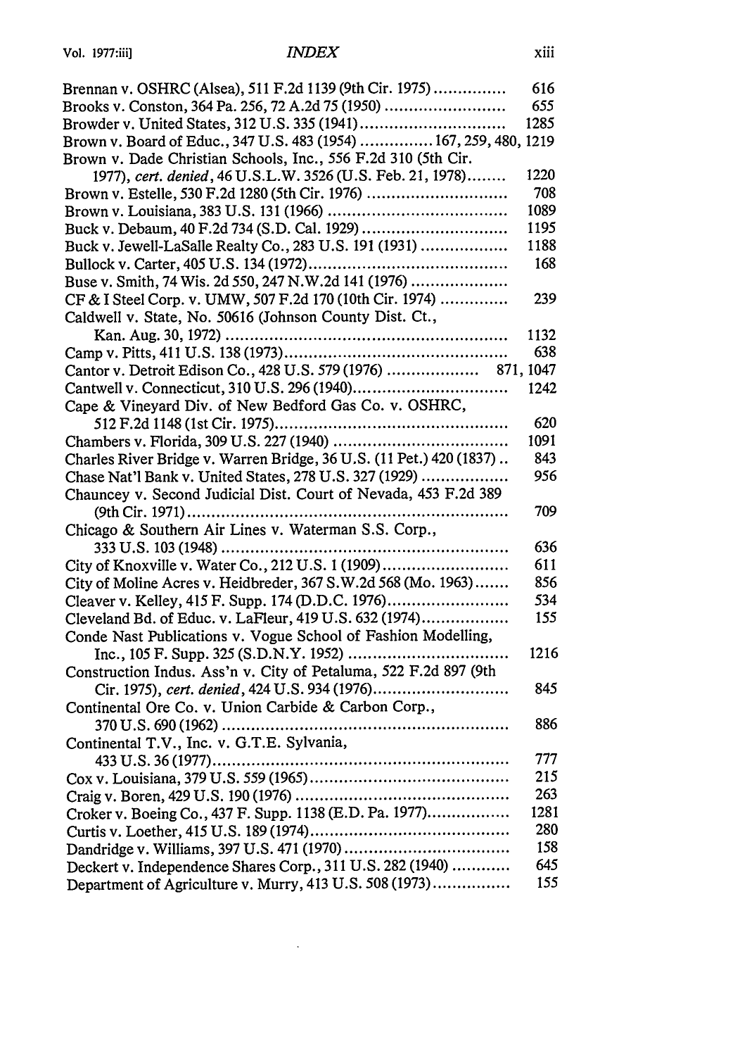Brennan v. OSHRC (Alsea), 511 F.2d 1139 (9th Cir. 1975) .............. 616
Brooks v. Conston, 364 Pa. 256, 72 A.2d 75 (1950) .............. 655
Browder v. United States, 312 U.S. 335 (1941) .............. 1285
Brown v. Board of Educ., 347 U.S. 483 (1954) .............. 167, 259, 480, 1219
Brown v. Dade Christian Schools, Inc., 556 F.2d 310 (5th Cir. 1977), *cert. denied*, 46 U.S.L.W. 3526 (U.S. Feb. 21, 1978) .............. 1220
Brown v. Estelle, 530 F.2d 1280 (5th Cir. 1976) .............. 708
Brown v. Louisiana, 383 U.S. 131 (1966) .............. 1089
Buck v. Debaum, 40 F.2d 734 (S.D. Cal. 1929) .............. 1195
Buck v. Jewell-LaSalle Realty Co., 283 U.S. 191 (1931) .............. 1188
Bullock v. Carter, 405 U.S. 134 (1972) .............. 168
Buse v. Smith, 74 Wis. 2d 550, 247 N.W.2d 141 (1976) ..............
CF & I Steel Corp. v. UMW, 507 F.2d 170 (10th Cir. 1974) .............. 239
Caldwell v. State, No. 50616 (Johnson County Dist. Ct., Kan. Aug. 30, 1972) .............. 1132
Camp v. Pitts, 411 U.S. 138 (1973) .............. 638
Cantor v. Detroit Edison Co., 428 U.S. 579 (1976) .............. 871, 1047
Cantwell v. Connecticut, 310 U.S. 296 (1940) .............. 1242
Cape & Vineyard Div. of New Bedford Gas Co. v. OSHRC, 512 F.2d 1148 (1st Cir. 1975) .............. 620
Chambers v. Florida, 309 U.S. 227 (1940) .............. 1091
Charles River Bridge v. Warren Bridge, 36 U.S. (11 Pet.) 420 (1837) .. 843
Chase Nat'l Bank v. United States, 278 U.S. 327 (1929) .............. 956
Chauncey v. Second Judicial Dist. Court of Nevada, 453 F.2d 389 (9th Cir. 1971) .............. 709
Chicago & Southern Air Lines v. Waterman S.S. Corp., 333 U.S. 103 (1948) .............. 636
City of Knoxville v. Water Co., 212 U.S. 1 (1909) .............. 611
City of Moline Acres v. Heidbreder, 367 S.W.2d 568 (Mo. 1963) .............. 856
Cleaver v. Kelley, 415 F. Supp. 174 (D.D.C. 1976) .............. 534
Cleveland Bd. of Educ. v. LaFleur, 419 U.S. 632 (1974) .............. 155
Conde Nast Publications v. Vogue School of Fashion Modelling, Inc., 105 F. Supp. 325 (S.D.N.Y. 1952) .............. 1216
Construction Indus. Ass'n v. City of Petaluma, 522 F.2d 897 (9th Cir. 1975), *cert. denied*, 424 U.S. 934 (1976) .............. 845
Continental Ore Co. v. Union Carbide & Carbon Corp., 370 U.S. 690 (1962) .............. 886
Continental T.V., Inc. v. G.T.E. Sylvania, 433 U.S. 36 (1977) .............. 777
Cox v. Louisiana, 379 U.S. 559 (1965) .............. 215
Craig v. Boren, 429 U.S. 190 (1976) .............. 263
Croker v. Boeing Co., 437 F. Supp. 1138 (E.D. Pa. 1977) .............. 1281
Curtis v. Loether, 415 U.S. 189 (1974) .............. 280
Dandridge v. Williams, 397 U.S. 471 (1970) .............. 158
Deckert v. Independence Shares Corp., 311 U.S. 282 (1940) .............. 645
Department of Agriculture v. Murry, 413 U.S. 508 (1973) .............. 155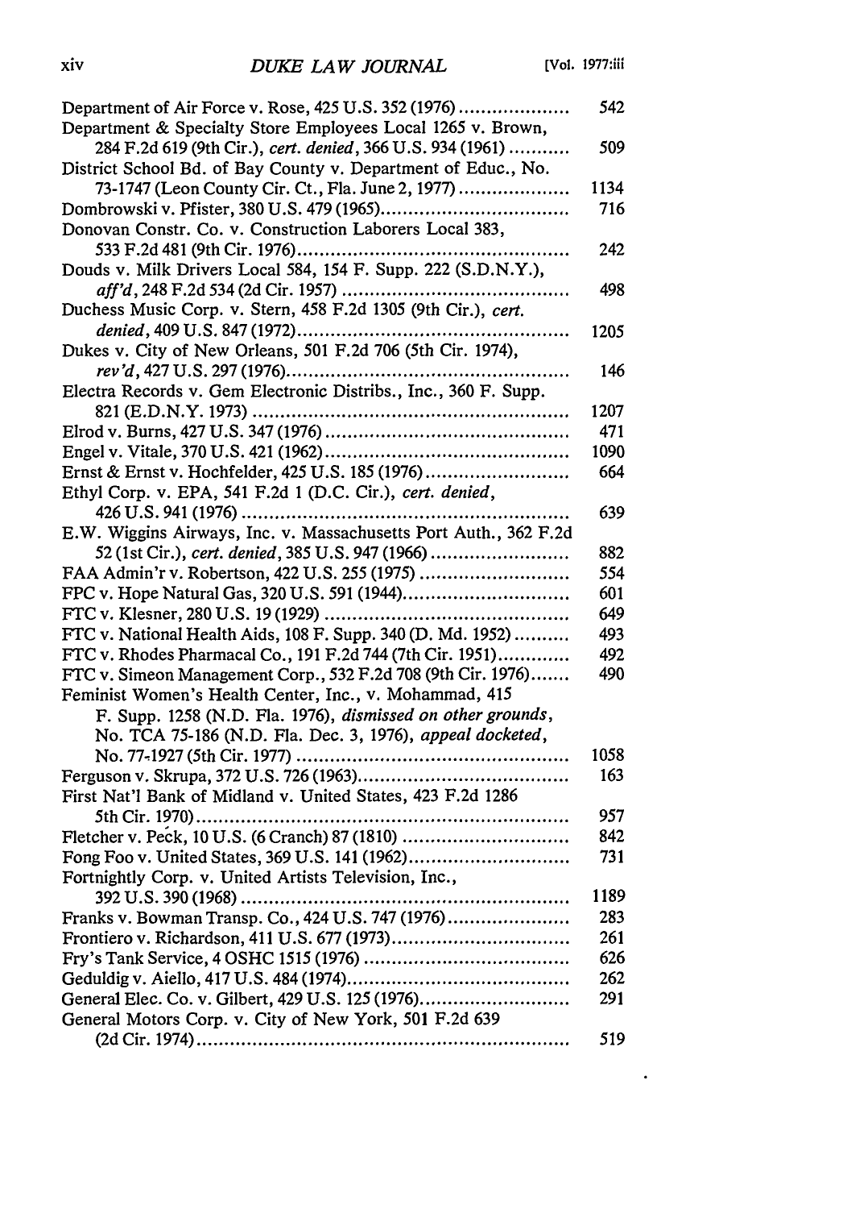| | |
|---|---|
| Department of Air Force v. Rose, 425 U.S. 352 (1976) | 542 |
| Department & Specialty Store Employees Local 1265 v. Brown, 284 F.2d 619 (9th Cir.), *cert. denied*, 366 U.S. 934 (1961) | 509 |
| District School Bd. of Bay County v. Department of Educ., No. 73-1747 (Leon County Cir. Ct., Fla. June 2, 1977) | 1134 |
| Dombrowski v. Pfister, 380 U.S. 479 (1965) | 716 |
| Donovan Constr. Co. v. Construction Laborers Local 383, 533 F.2d 481 (9th Cir. 1976) | 242 |
| Douds v. Milk Drivers Local 584, 154 F. Supp. 222 (S.D.N.Y.), *aff'd*, 248 F.2d 534 (2d Cir. 1957) | 498 |
| Duchess Music Corp. v. Stern, 458 F.2d 1305 (9th Cir.), *cert. denied*, 409 U.S. 847 (1972) | 1205 |
| Dukes v. City of New Orleans, 501 F.2d 706 (5th Cir. 1974), *rev'd*, 427 U.S. 297 (1976) | 146 |
| Electra Records v. Gem Electronic Distribs., Inc., 360 F. Supp. 821 (E.D.N.Y. 1973) | 1207 |
| Elrod v. Burns, 427 U.S. 347 (1976) | 471 |
| Engel v. Vitale, 370 U.S. 421 (1962) | 1090 |
| Ernst & Ernst v. Hochfelder, 425 U.S. 185 (1976) | 664 |
| Ethyl Corp. v. EPA, 541 F.2d 1 (D.C. Cir.), *cert. denied*, 426 U.S. 941 (1976) | 639 |
| E.W. Wiggins Airways, Inc. v. Massachusetts Port Auth., 362 F.2d 52 (1st Cir.), *cert. denied*, 385 U.S. 947 (1966) | 882 |
| FAA Admin'r v. Robertson, 422 U.S. 255 (1975) | 554 |
| FPC v. Hope Natural Gas, 320 U.S. 591 (1944) | 601 |
| FTC v. Klesner, 280 U.S. 19 (1929) | 649 |
| FTC v. National Health Aids, 108 F. Supp. 340 (D. Md. 1952) | 493 |
| FTC v. Rhodes Pharmacal Co., 191 F.2d 744 (7th Cir. 1951) | 492 |
| FTC v. Simeon Management Corp., 532 F.2d 708 (9th Cir. 1976) | 490 |
| Feminist Women's Health Center, Inc., v. Mohammad, 415 F. Supp. 1258 (N.D. Fla. 1976), *dismissed on other grounds*, No. TCA 75-186 (N.D. Fla. Dec. 3, 1976), *appeal docketed*, No. 77-1927 (5th Cir. 1977) | 1058 |
| Ferguson v. Skrupa, 372 U.S. 726 (1963) | 163 |
| First Nat'l Bank of Midland v. United States, 423 F.2d 1286 5th Cir. 1970) | 957 |
| Fletcher v. Peck, 10 U.S. (6 Cranch) 87 (1810) | 842 |
| Fong Foo v. United States, 369 U.S. 141 (1962) | 731 |
| Fortnightly Corp. v. United Artists Television, Inc., 392 U.S. 390 (1968) | 1189 |
| Franks v. Bowman Transp. Co., 424 U.S. 747 (1976) | 283 |
| Frontiero v. Richardson, 411 U.S. 677 (1973) | 261 |
| Fry's Tank Service, 4 OSHC 1515 (1976) | 626 |
| Geduldig v. Aiello, 417 U.S. 484 (1974) | 262 |
| General Elec. Co. v. Gilbert, 429 U.S. 125 (1976) | 291 |
| General Motors Corp. v. City of New York, 501 F.2d 639 (2d Cir. 1974) | 519 |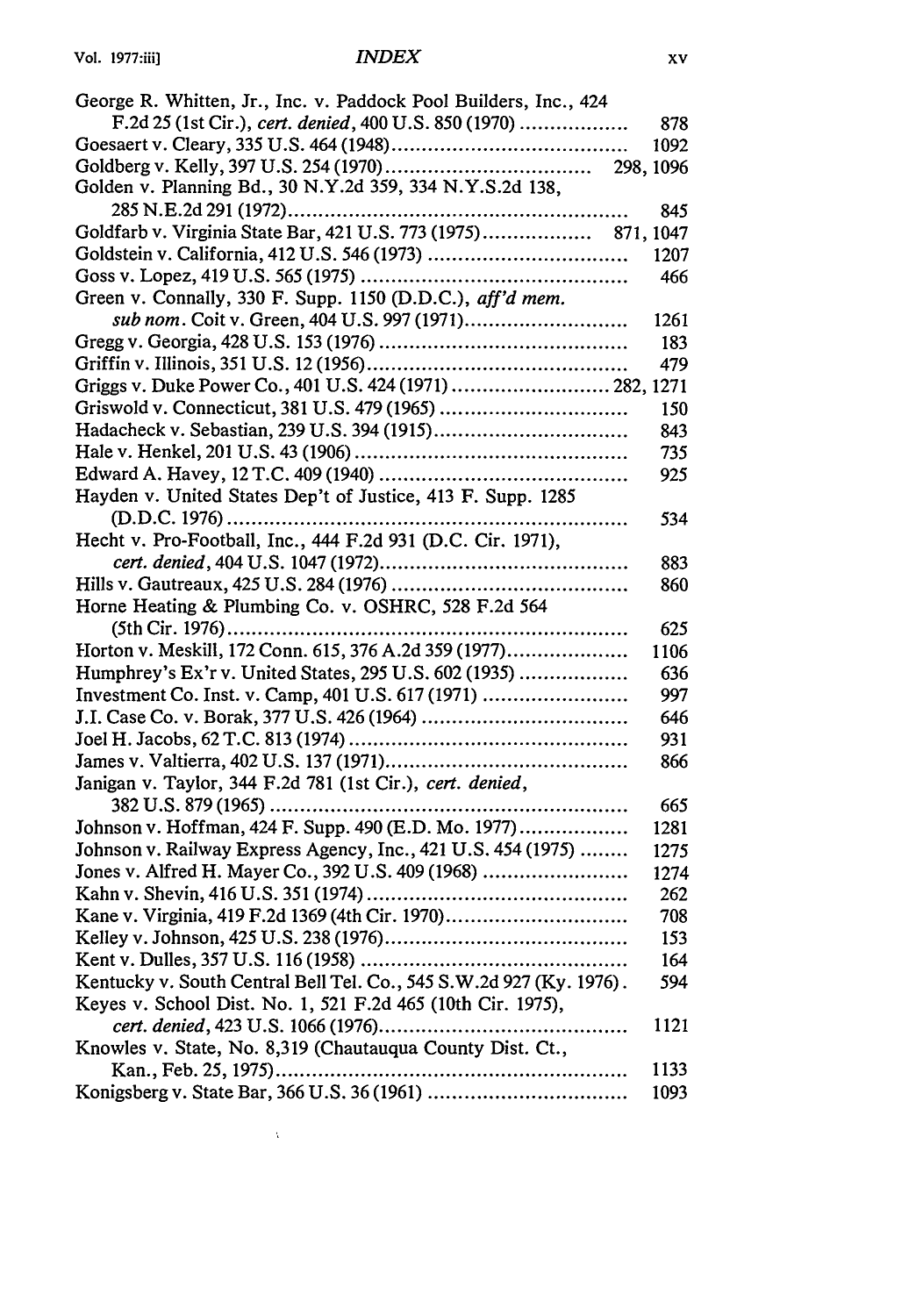George R. Whitten, Jr., Inc. v. Paddock Pool Builders, Inc., 424 F.2d 25 (1st Cir.), *cert. denied*, 400 U.S. 850 (1970) .................. 878
Goesaert v. Cleary, 335 U.S. 464 (1948) .................. 1092
Goldberg v. Kelly, 397 U.S. 254 (1970) .................. 298, 1096
Golden v. Planning Bd., 30 N.Y.2d 359, 334 N.Y.S.2d 138, 285 N.E.2d 291 (1972) .................. 845
Goldfarb v. Virginia State Bar, 421 U.S. 773 (1975) .................. 871, 1047
Goldstein v. California, 412 U.S. 546 (1973) .................. 1207
Goss v. Lopez, 419 U.S. 565 (1975) .................. 466
Green v. Connally, 330 F. Supp. 1150 (D.D.C.), *aff'd mem. sub nom.* Coit v. Green, 404 U.S. 997 (1971) .................. 1261
Gregg v. Georgia, 428 U.S. 153 (1976) .................. 183
Griffin v. Illinois, 351 U.S. 12 (1956) .................. 479
Griggs v. Duke Power Co., 401 U.S. 424 (1971) .................. 282, 1271
Griswold v. Connecticut, 381 U.S. 479 (1965) .................. 150
Hadacheck v. Sebastian, 239 U.S. 394 (1915) .................. 843
Hale v. Henkel, 201 U.S. 43 (1906) .................. 735
Edward A. Havey, 12 T.C. 409 (1940) .................. 925
Hayden v. United States Dep't of Justice, 413 F. Supp. 1285 (D.D.C. 1976) .................. 534
Hecht v. Pro-Football, Inc., 444 F.2d 931 (D.C. Cir. 1971), *cert. denied*, 404 U.S. 1047 (1972) .................. 883
Hills v. Gautreaux, 425 U.S. 284 (1976) .................. 860
Horne Heating & Plumbing Co. v. OSHRC, 528 F.2d 564 (5th Cir. 1976) .................. 625
Horton v. Meskill, 172 Conn. 615, 376 A.2d 359 (1977) .................. 1106
Humphrey's Ex'r v. United States, 295 U.S. 602 (1935) .................. 636
Investment Co. Inst. v. Camp, 401 U.S. 617 (1971) .................. 997
J.I. Case Co. v. Borak, 377 U.S. 426 (1964) .................. 646
Joel H. Jacobs, 62 T.C. 813 (1974) .................. 931
James v. Valtierra, 402 U.S. 137 (1971) .................. 866
Janigan v. Taylor, 344 F.2d 781 (1st Cir.), *cert. denied*, 382 U.S. 879 (1965) .................. 665
Johnson v. Hoffman, 424 F. Supp. 490 (E.D. Mo. 1977) .................. 1281
Johnson v. Railway Express Agency, Inc., 421 U.S. 454 (1975) .................. 1275
Jones v. Alfred H. Mayer Co., 392 U.S. 409 (1968) .................. 1274
Kahn v. Shevin, 416 U.S. 351 (1974) .................. 262
Kane v. Virginia, 419 F.2d 1369 (4th Cir. 1970) .................. 708
Kelley v. Johnson, 425 U.S. 238 (1976) .................. 153
Kent v. Dulles, 357 U.S. 116 (1958) .................. 164
Kentucky v. South Central Bell Tel. Co., 545 S.W.2d 927 (Ky. 1976) . 594
Keyes v. School Dist. No. 1, 521 F.2d 465 (10th Cir. 1975), *cert. denied*, 423 U.S. 1066 (1976) .................. 1121
Knowles v. State, No. 8,319 (Chautauqua County Dist. Ct., Kan., Feb. 25, 1975) .................. 1133
Konigsberg v. State Bar, 366 U.S. 36 (1961) .................. 1093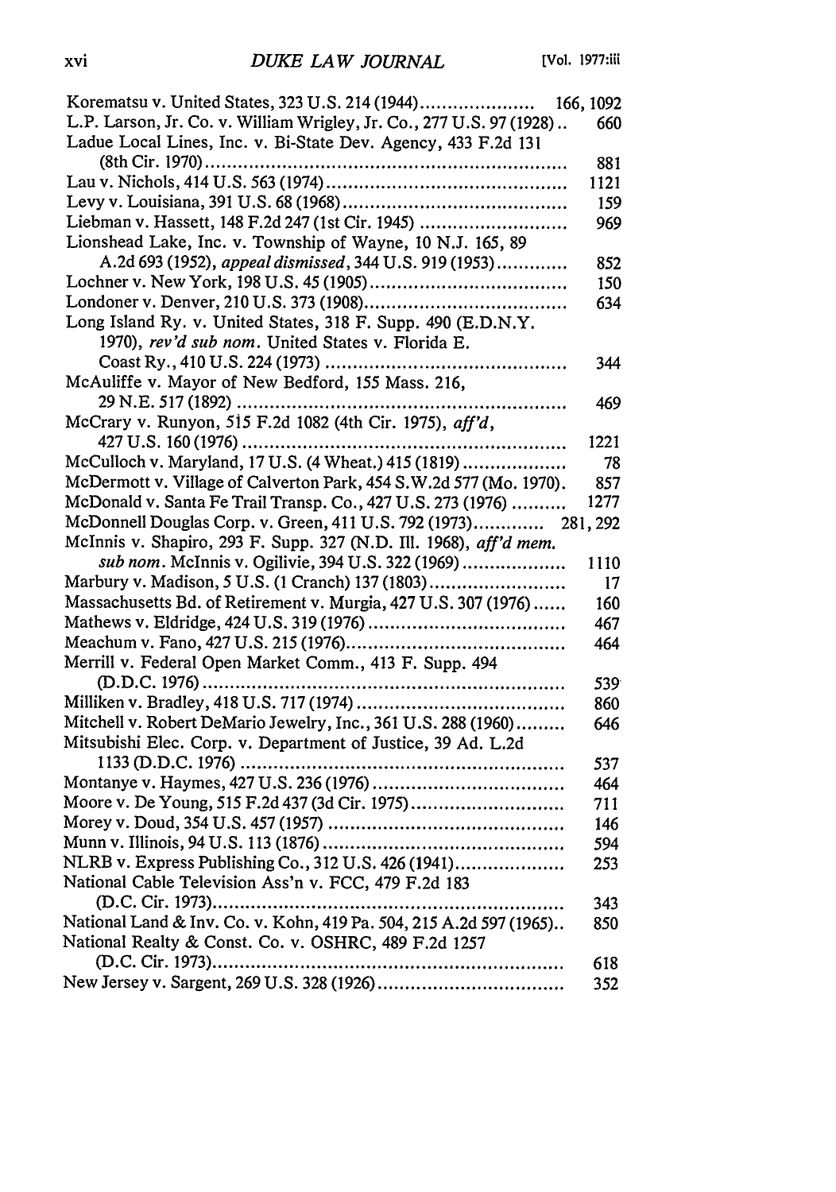Korematsu v. United States, 323 U.S. 214 (1944) .................... 166, 1092
L.P. Larson, Jr. Co. v. William Wrigley, Jr. Co., 277 U.S. 97 (1928) .. 660
Ladue Local Lines, Inc. v. Bi-State Dev. Agency, 433 F.2d 131 (8th Cir. 1970) .................................................. 881
Lau v. Nichols, 414 U.S. 563 (1974) .......................................... 1121
Levy v. Louisiana, 391 U.S. 68 (1968) ......................................... 159
Liebman v. Hassett, 148 F.2d 247 (1st Cir. 1945) ......................... 969
Lionshead Lake, Inc. v. Township of Wayne, 10 N.J. 165, 89 A.2d 693 (1952), *appeal dismissed*, 344 U.S. 919 (1953) ............ 852
Lochner v. New York, 198 U.S. 45 (1905) ..................................... 150
Londoner v. Denver, 210 U.S. 373 (1908) ..................................... 634
Long Island Ry. v. United States, 318 F. Supp. 490 (E.D.N.Y. 1970), *rev'd sub nom.* United States v. Florida E. Coast Ry., 410 U.S. 224 (1973) ........................................... 344
McAuliffe v. Mayor of New Bedford, 155 Mass. 216, 29 N.E. 517 (1892) ........................................................... 469
McCrary v. Runyon, 515 F.2d 1082 (4th Cir. 1975), *aff'd*, 427 U.S. 160 (1976) .......................................................... 1221
McCulloch v. Maryland, 17 U.S. (4 Wheat.) 415 (1819) .................. 78
McDermott v. Village of Calverton Park, 454 S.W.2d 577 (Mo. 1970). 857
McDonald v. Santa Fe Trail Transp. Co., 427 U.S. 273 (1976) .......... 1277
McDonnell Douglas Corp. v. Green, 411 U.S. 792 (1973) ............ 281, 292
McInnis v. Shapiro, 293 F. Supp. 327 (N.D. Ill. 1968), *aff'd mem. sub nom.* McInnis v. Ogilvie, 394 U.S. 322 (1969) .................. 1110
Marbury v. Madison, 5 U.S. (1 Cranch) 137 (1803) ........................ 17
Massachusetts Bd. of Retirement v. Murgia, 427 U.S. 307 (1976) ...... 160
Mathews v. Eldridge, 424 U.S. 319 (1976) ................................... 467
Meachum v. Fano, 427 U.S. 215 (1976) ........................................ 464
Merrill v. Federal Open Market Comm., 413 F. Supp. 494 (D.D.C. 1976) .................................................................. 539
Milliken v. Bradley, 418 U.S. 717 (1974) ..................................... 860
Mitchell v. Robert DeMario Jewelry, Inc., 361 U.S. 288 (1960) ......... 646
Mitsubishi Elec. Corp. v. Department of Justice, 39 Ad. L.2d 1133 (D.D.C. 1976) .......................................................... 537
Montanye v. Haymes, 427 U.S. 236 (1976) .................................. 464
Moore v. De Young, 515 F.2d 437 (3d Cir. 1975) ........................... 711
Morey v. Doud, 354 U.S. 457 (1957) .......................................... 146
Munn v. Illinois, 94 U.S. 113 (1876) ........................................... 594
NLRB v. Express Publishing Co., 312 U.S. 426 (1941) .................... 253
National Cable Television Ass'n v. FCC, 479 F.2d 183 (D.C. Cir. 1973) ............................................................... 343
National Land & Inv. Co. v. Kohn, 419 Pa. 504, 215 A.2d 597 (1965).. 850
National Realty & Const. Co. v. OSHRC, 489 F.2d 1257 (D.C. Cir. 1973) ............................................................... 618
New Jersey v. Sargent, 269 U.S. 328 (1926) ................................. 352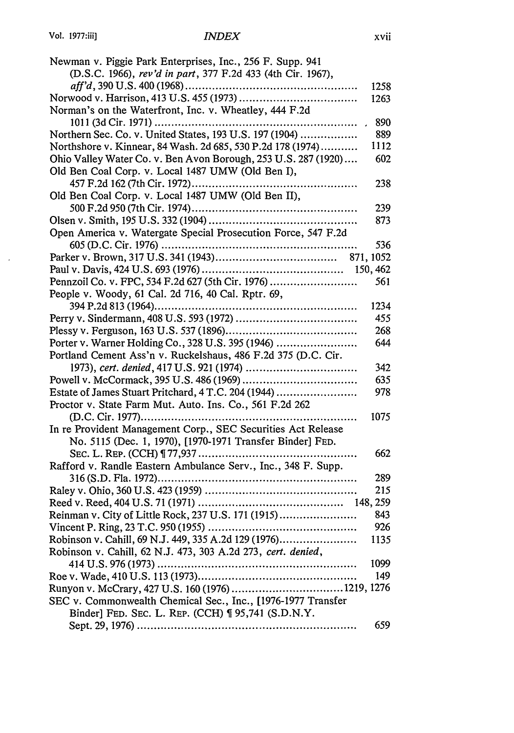Newman v. Piggie Park Enterprises, Inc., 256 F. Supp. 941 (D.S.C. 1966), *rev'd in part*, 377 F.2d 433 (4th Cir. 1967), *aff'd*, 390 U.S. 400 (1968) .......... 1258

Norwood v. Harrison, 413 U.S. 455 (1973) .......... 1263

Norman's on the Waterfront, Inc. v. Wheatley, 444 F.2d 1011 (3d Cir. 1971) .......... 890

Northern Sec. Co. v. United States, 193 U.S. 197 (1904) .......... 889

Northshore v. Kinnear, 84 Wash. 2d 685, 530 P.2d 178 (1974) .......... 1112

Ohio Valley Water Co. v. Ben Avon Borough, 253 U.S. 287 (1920) .......... 602

Old Ben Coal Corp. v. Local 1487 UMW (Old Ben I), 457 F.2d 162 (7th Cir. 1972) .......... 238

Old Ben Coal Corp. v. Local 1487 UMW (Old Ben II), 500 F.2d 950 (7th Cir. 1974) .......... 239

Olsen v. Smith, 195 U.S. 332 (1904) .......... 873

Open America v. Watergate Special Prosecution Force, 547 F.2d 605 (D.C. Cir. 1976) .......... 536

Parker v. Brown, 317 U.S. 341 (1943) .......... 871, 1052

Paul v. Davis, 424 U.S. 693 (1976) .......... 150, 462

Pennzoil Co. v. FPC, 534 F.2d 627 (5th Cir. 1976) .......... 561

People v. Woody, 61 Cal. 2d 716, 40 Cal. Rptr. 69, 394 P.2d 813 (1964) .......... 1234

Perry v. Sindermann, 408 U.S. 593 (1972) .......... 455

Plessy v. Ferguson, 163 U.S. 537 (1896) .......... 268

Porter v. Warner Holding Co., 328 U.S. 395 (1946) .......... 644

Portland Cement Ass'n v. Ruckelshaus, 486 F.2d 375 (D.C. Cir. 1973), *cert. denied*, 417 U.S. 921 (1974) .......... 342

Powell v. McCormack, 395 U.S. 486 (1969) .......... 635

Estate of James Stuart Pritchard, 4 T.C. 204 (1944) .......... 978

Proctor v. State Farm Mut. Auto. Ins. Co., 561 F.2d 262 (D.C. Cir. 1977) .......... 1075

In re Provident Management Corp., SEC Securities Act Release No. 5115 (Dec. 1, 1970), [1970-1971 Transfer Binder] FED. SEC. L. REP. (CCH) ¶ 77,937 .......... 662

Rafford v. Randle Eastern Ambulance Serv., Inc., 348 F. Supp. 316 (S.D. Fla. 1972) .......... 289

Raley v. Ohio, 360 U.S. 423 (1959) .......... 215

Reed v. Reed, 404 U.S. 71 (1971) .......... 148, 259

Reinman v. City of Little Rock, 237 U.S. 171 (1915) .......... 843

Vincent P. Ring, 23 T.C. 950 (1955) .......... 926

Robinson v. Cahill, 69 N.J. 449, 335 A.2d 129 (1976) .......... 1135

Robinson v. Cahill, 62 N.J. 473, 303 A.2d 273, *cert. denied*, 414 U.S. 976 (1973) .......... 1099

Roe v. Wade, 410 U.S. 113 (1973) .......... 149

Runyon v. McCrary, 427 U.S. 160 (1976) .......... 1219, 1276

SEC v. Commonwealth Chemical Sec., Inc., [1976-1977 Transfer Binder] FED. SEC. L. REP. (CCH) ¶ 95,741 (S.D.N.Y. Sept. 29, 1976) .......... 659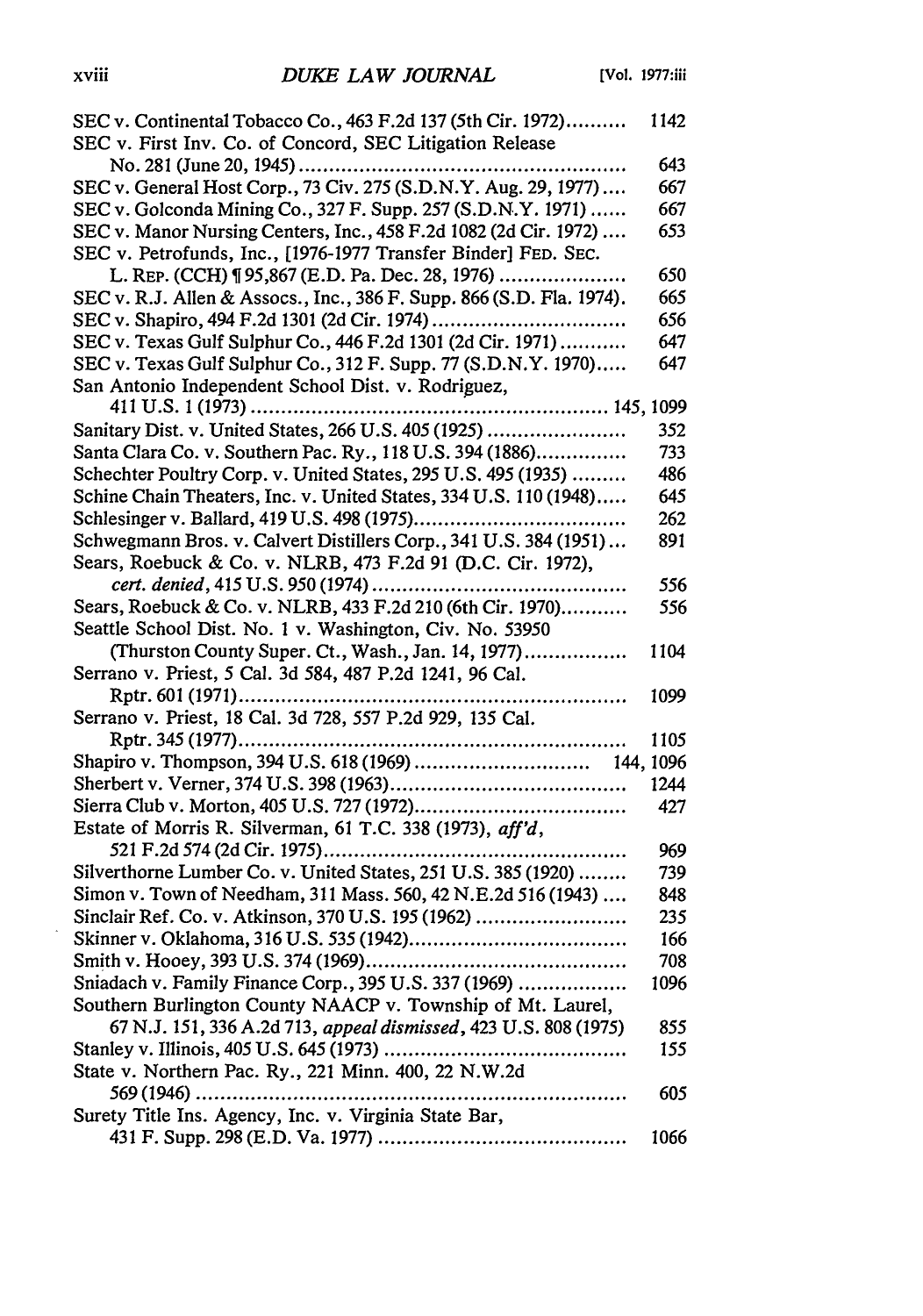| | |
|---|---|
| SEC v. Continental Tobacco Co., 463 F.2d 137 (5th Cir. 1972) | 1142 |
| SEC v. First Inv. Co. of Concord, SEC Litigation Release No. 281 (June 20, 1945) | 643 |
| SEC v. General Host Corp., 73 Civ. 275 (S.D.N.Y. Aug. 29, 1977) | 667 |
| SEC v. Golconda Mining Co., 327 F. Supp. 257 (S.D.N.Y. 1971) | 667 |
| SEC v. Manor Nursing Centers, Inc., 458 F.2d 1082 (2d Cir. 1972) | 653 |
| SEC v. Petrofunds, Inc., [1976-1977 Transfer Binder] FED. SEC. L. REP. (CCH) ¶ 95,867 (E.D. Pa. Dec. 28, 1976) | 650 |
| SEC v. R.J. Allen & Assocs., Inc., 386 F. Supp. 866 (S.D. Fla. 1974) | 665 |
| SEC v. Shapiro, 494 F.2d 1301 (2d Cir. 1974) | 656 |
| SEC v. Texas Gulf Sulphur Co., 446 F.2d 1301 (2d Cir. 1971) | 647 |
| SEC v. Texas Gulf Sulphur Co., 312 F. Supp. 77 (S.D.N.Y. 1970) | 647 |
| San Antonio Independent School Dist. v. Rodriguez, 411 U.S. 1 (1973) | 145, 1099 |
| Sanitary Dist. v. United States, 266 U.S. 405 (1925) | 352 |
| Santa Clara Co. v. Southern Pac. Ry., 118 U.S. 394 (1886) | 733 |
| Schechter Poultry Corp. v. United States, 295 U.S. 495 (1935) | 486 |
| Schine Chain Theaters, Inc. v. United States, 334 U.S. 110 (1948) | 645 |
| Schlesinger v. Ballard, 419 U.S. 498 (1975) | 262 |
| Schwegmann Bros. v. Calvert Distillers Corp., 341 U.S. 384 (1951) | 891 |
| Sears, Roebuck & Co. v. NLRB, 473 F.2d 91 (D.C. Cir. 1972), *cert. denied*, 415 U.S. 950 (1974) | 556 |
| Sears, Roebuck & Co. v. NLRB, 433 F.2d 210 (6th Cir. 1970) | 556 |
| Seattle School Dist. No. 1 v. Washington, Civ. No. 53950 (Thurston County Super. Ct., Wash., Jan. 14, 1977) | 1104 |
| Serrano v. Priest, 5 Cal. 3d 584, 487 P.2d 1241, 96 Cal. Rptr. 601 (1971) | 1099 |
| Serrano v. Priest, 18 Cal. 3d 728, 557 P.2d 929, 135 Cal. Rptr. 345 (1977) | 1105 |
| Shapiro v. Thompson, 394 U.S. 618 (1969) | 144, 1096 |
| Sherbert v. Verner, 374 U.S. 398 (1963) | 1244 |
| Sierra Club v. Morton, 405 U.S. 727 (1972) | 427 |
| Estate of Morris R. Silverman, 61 T.C. 338 (1973), *aff'd*, 521 F.2d 574 (2d Cir. 1975) | 969 |
| Silverthorne Lumber Co. v. United States, 251 U.S. 385 (1920) | 739 |
| Simon v. Town of Needham, 311 Mass. 560, 42 N.E.2d 516 (1943) | 848 |
| Sinclair Ref. Co. v. Atkinson, 370 U.S. 195 (1962) | 235 |
| Skinner v. Oklahoma, 316 U.S. 535 (1942) | 166 |
| Smith v. Hooey, 393 U.S. 374 (1969) | 708 |
| Sniadach v. Family Finance Corp., 395 U.S. 337 (1969) | 1096 |
| Southern Burlington County NAACP v. Township of Mt. Laurel, 67 N.J. 151, 336 A.2d 713, *appeal dismissed*, 423 U.S. 808 (1975) | 855 |
| Stanley v. Illinois, 405 U.S. 645 (1973) | 155 |
| State v. Northern Pac. Ry., 221 Minn. 400, 22 N.W.2d 569 (1946) | 605 |
| Surety Title Ins. Agency, Inc. v. Virginia State Bar, 431 F. Supp. 298 (E.D. Va. 1977) | 1066 |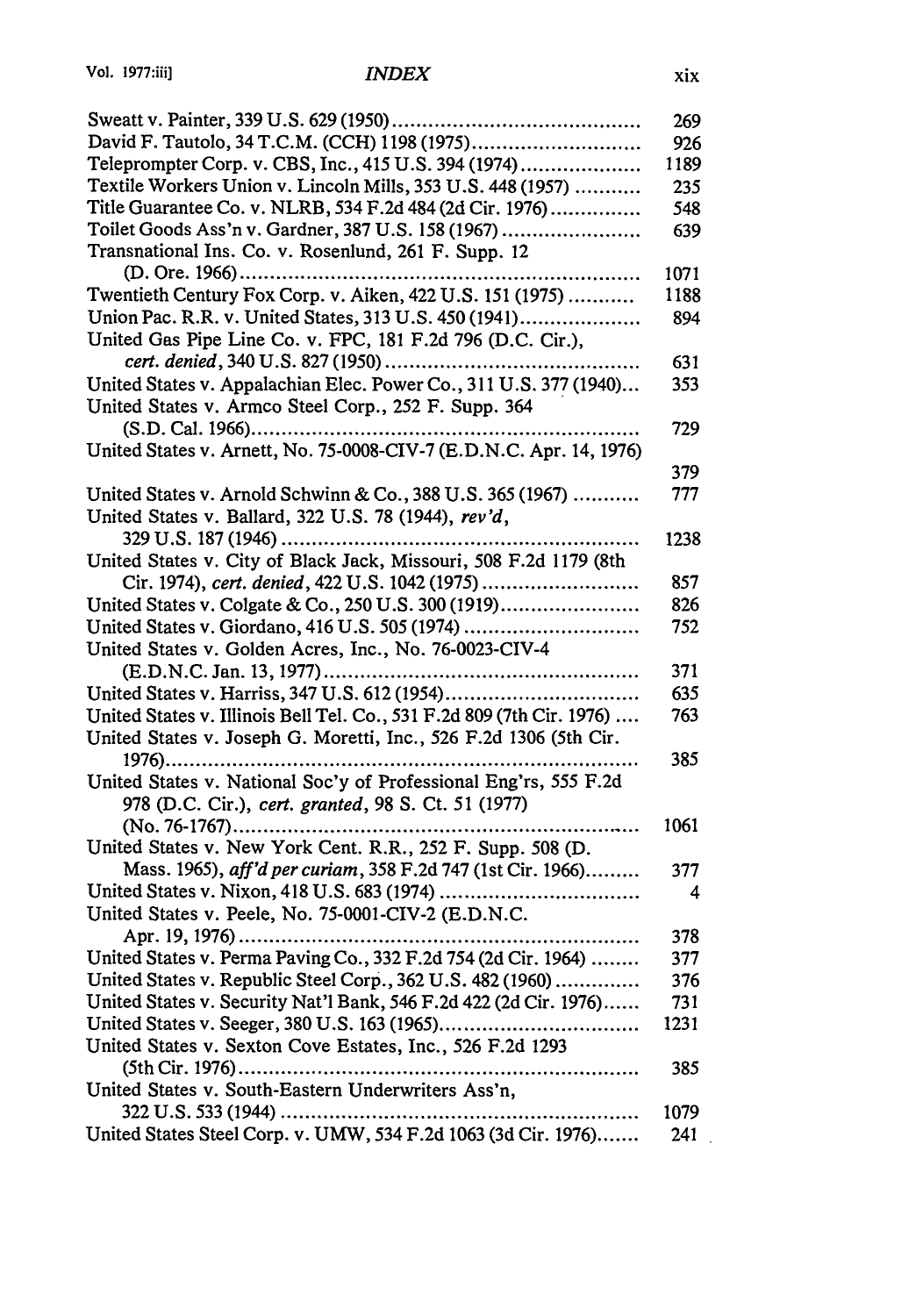| | |
|---|---|
| Sweatt v. Painter, 339 U.S. 629 (1950) | 269 |
| David F. Tautolo, 34 T.C.M. (CCH) 1198 (1975) | 926 |
| Teleprompter Corp. v. CBS, Inc., 415 U.S. 394 (1974) | 1189 |
| Textile Workers Union v. Lincoln Mills, 353 U.S. 448 (1957) | 235 |
| Title Guarantee Co. v. NLRB, 534 F.2d 484 (2d Cir. 1976) | 548 |
| Toilet Goods Ass'n v. Gardner, 387 U.S. 158 (1967) | 639 |
| Transnational Ins. Co. v. Rosenlund, 261 F. Supp. 12 (D. Ore. 1966) | 1071 |
| Twentieth Century Fox Corp. v. Aiken, 422 U.S. 151 (1975) | 1188 |
| Union Pac. R.R. v. United States, 313 U.S. 450 (1941) | 894 |
| United Gas Pipe Line Co. v. FPC, 181 F.2d 796 (D.C. Cir.), *cert. denied*, 340 U.S. 827 (1950) | 631 |
| United States v. Appalachian Elec. Power Co., 311 U.S. 377 (1940) | 353 |
| United States v. Armco Steel Corp., 252 F. Supp. 364 (S.D. Cal. 1966) | 729 |
| United States v. Arnett, No. 75-0008-CIV-7 (E.D.N.C. Apr. 14, 1976) | 379 |
| United States v. Arnold Schwinn & Co., 388 U.S. 365 (1967) | 777 |
| United States v. Ballard, 322 U.S. 78 (1944), *rev'd*, 329 U.S. 187 (1946) | 1238 |
| United States v. City of Black Jack, Missouri, 508 F.2d 1179 (8th Cir. 1974), *cert. denied*, 422 U.S. 1042 (1975) | 857 |
| United States v. Colgate & Co., 250 U.S. 300 (1919) | 826 |
| United States v. Giordano, 416 U.S. 505 (1974) | 752 |
| United States v. Golden Acres, Inc., No. 76-0023-CIV-4 (E.D.N.C. Jan. 13, 1977) | 371 |
| United States v. Harriss, 347 U.S. 612 (1954) | 635 |
| United States v. Illinois Bell Tel. Co., 531 F.2d 809 (7th Cir. 1976) | 763 |
| United States v. Joseph G. Moretti, Inc., 526 F.2d 1306 (5th Cir. 1976) | 385 |
| United States v. National Soc'y of Professional Eng'rs, 555 F.2d 978 (D.C. Cir.), *cert. granted*, 98 S. Ct. 51 (1977) (No. 76-1767) | 1061 |
| United States v. New York Cent. R.R., 252 F. Supp. 508 (D. Mass. 1965), *aff'd per curiam*, 358 F.2d 747 (1st Cir. 1966) | 377 |
| United States v. Nixon, 418 U.S. 683 (1974) | 4 |
| United States v. Peele, No. 75-0001-CIV-2 (E.D.N.C. Apr. 19, 1976) | 378 |
| United States v. Perma Paving Co., 332 F.2d 754 (2d Cir. 1964) | 377 |
| United States v. Republic Steel Corp., 362 U.S. 482 (1960) | 376 |
| United States v. Security Nat'l Bank, 546 F.2d 422 (2d Cir. 1976) | 731 |
| United States v. Seeger, 380 U.S. 163 (1965) | 1231 |
| United States v. Sexton Cove Estates, Inc., 526 F.2d 1293 (5th Cir. 1976) | 385 |
| United States v. South-Eastern Underwriters Ass'n, 322 U.S. 533 (1944) | 1079 |
| United States Steel Corp. v. UMW, 534 F.2d 1063 (3d Cir. 1976) | 241 |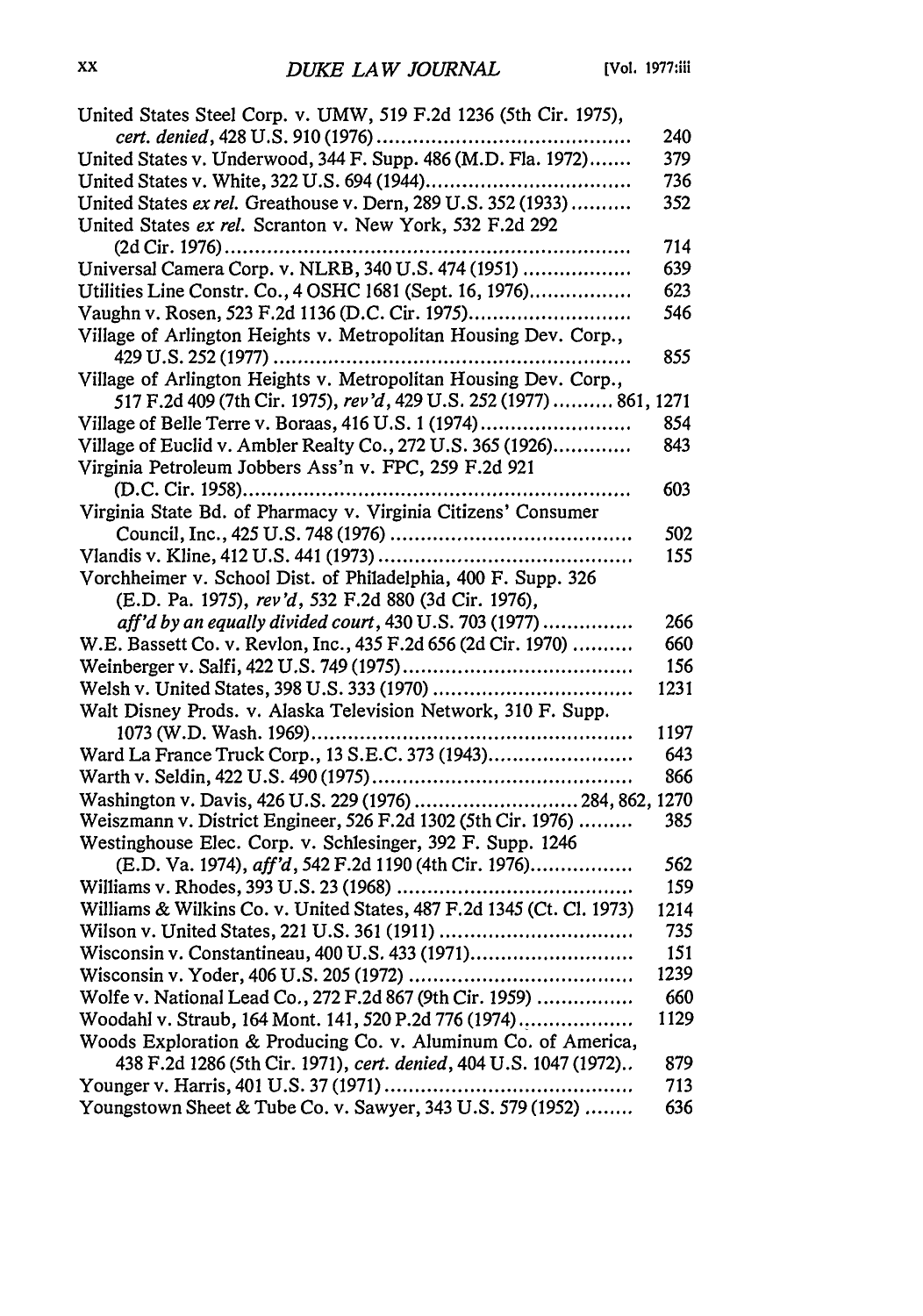United States Steel Corp. v. UMW, 519 F.2d 1236 (5th Cir. 1975), *cert. denied*, 428 U.S. 910 (1976) ........ 240
United States v. Underwood, 344 F. Supp. 486 (M.D. Fla. 1972) ........ 379
United States v. White, 322 U.S. 694 (1944) ........ 736
United States *ex rel.* Greathouse v. Dern, 289 U.S. 352 (1933) ........ 352
United States *ex rel.* Scranton v. New York, 532 F.2d 292 (2d Cir. 1976) ........ 714
Universal Camera Corp. v. NLRB, 340 U.S. 474 (1951) ........ 639
Utilities Line Constr. Co., 4 OSHC 1681 (Sept. 16, 1976) ........ 623
Vaughn v. Rosen, 523 F.2d 1136 (D.C. Cir. 1975) ........ 546
Village of Arlington Heights v. Metropolitan Housing Dev. Corp., 429 U.S. 252 (1977) ........ 855
Village of Arlington Heights v. Metropolitan Housing Dev. Corp., 517 F.2d 409 (7th Cir. 1975), *rev'd*, 429 U.S. 252 (1977) ........ 861, 1271
Village of Belle Terre v. Boraas, 416 U.S. 1 (1974) ........ 854
Village of Euclid v. Ambler Realty Co., 272 U.S. 365 (1926) ........ 843
Virginia Petroleum Jobbers Ass'n v. FPC, 259 F.2d 921 (D.C. Cir. 1958) ........ 603
Virginia State Bd. of Pharmacy v. Virginia Citizens' Consumer Council, Inc., 425 U.S. 748 (1976) ........ 502
Vlandis v. Kline, 412 U.S. 441 (1973) ........ 155
Vorchheimer v. School Dist. of Philadelphia, 400 F. Supp. 326 (E.D. Pa. 1975), *rev'd*, 532 F.2d 880 (3d Cir. 1976), *aff'd by an equally divided court*, 430 U.S. 703 (1977) ........ 266
W.E. Bassett Co. v. Revlon, Inc., 435 F.2d 656 (2d Cir. 1970) ........ 660
Weinberger v. Salfi, 422 U.S. 749 (1975) ........ 156
Welsh v. United States, 398 U.S. 333 (1970) ........ 1231
Walt Disney Prods. v. Alaska Television Network, 310 F. Supp. 1073 (W.D. Wash. 1969) ........ 1197
Ward La France Truck Corp., 13 S.E.C. 373 (1943) ........ 643
Warth v. Seldin, 422 U.S. 490 (1975) ........ 866
Washington v. Davis, 426 U.S. 229 (1976) ........ 284, 862, 1270
Weiszmann v. District Engineer, 526 F.2d 1302 (5th Cir. 1976) ........ 385
Westinghouse Elec. Corp. v. Schlesinger, 392 F. Supp. 1246 (E.D. Va. 1974), *aff'd*, 542 F.2d 1190 (4th Cir. 1976) ........ 562
Williams v. Rhodes, 393 U.S. 23 (1968) ........ 159
Williams & Wilkins Co. v. United States, 487 F.2d 1345 (Ct. Cl. 1973) ........ 1214
Wilson v. United States, 221 U.S. 361 (1911) ........ 735
Wisconsin v. Constantineau, 400 U.S. 433 (1971) ........ 151
Wisconsin v. Yoder, 406 U.S. 205 (1972) ........ 1239
Wolfe v. National Lead Co., 272 F.2d 867 (9th Cir. 1959) ........ 660
Woodahl v. Straub, 164 Mont. 141, 520 P.2d 776 (1974) ........ 1129
Woods Exploration & Producing Co. v. Aluminum Co. of America, 438 F.2d 1286 (5th Cir. 1971), *cert. denied*, 404 U.S. 1047 (1972) ........ 879
Younger v. Harris, 401 U.S. 37 (1971) ........ 713
Youngstown Sheet & Tube Co. v. Sawyer, 343 U.S. 579 (1952) ........ 636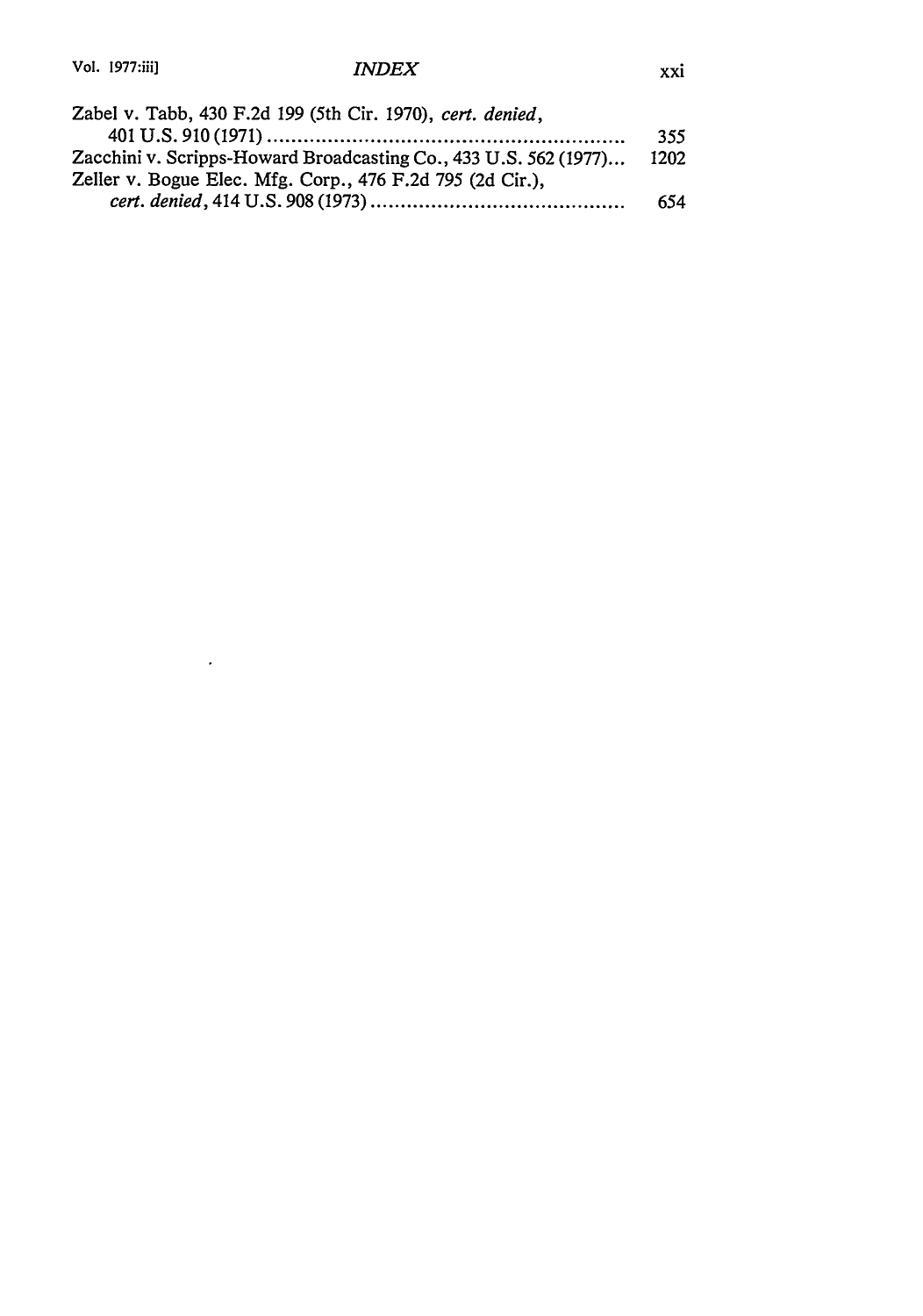Zabel v. Tabb, 430 F.2d 199 (5th Cir. 1970), *cert. denied*, 401 U.S. 910 (1971) .......................................................... 355

Zacchini v. Scripps-Howard Broadcasting Co., 433 U.S. 562 (1977)... 1202

Zeller v. Bogue Elec. Mfg. Corp., 476 F.2d 795 (2d Cir.), *cert. denied*, 414 U.S. 908 (1973) .......................................... 654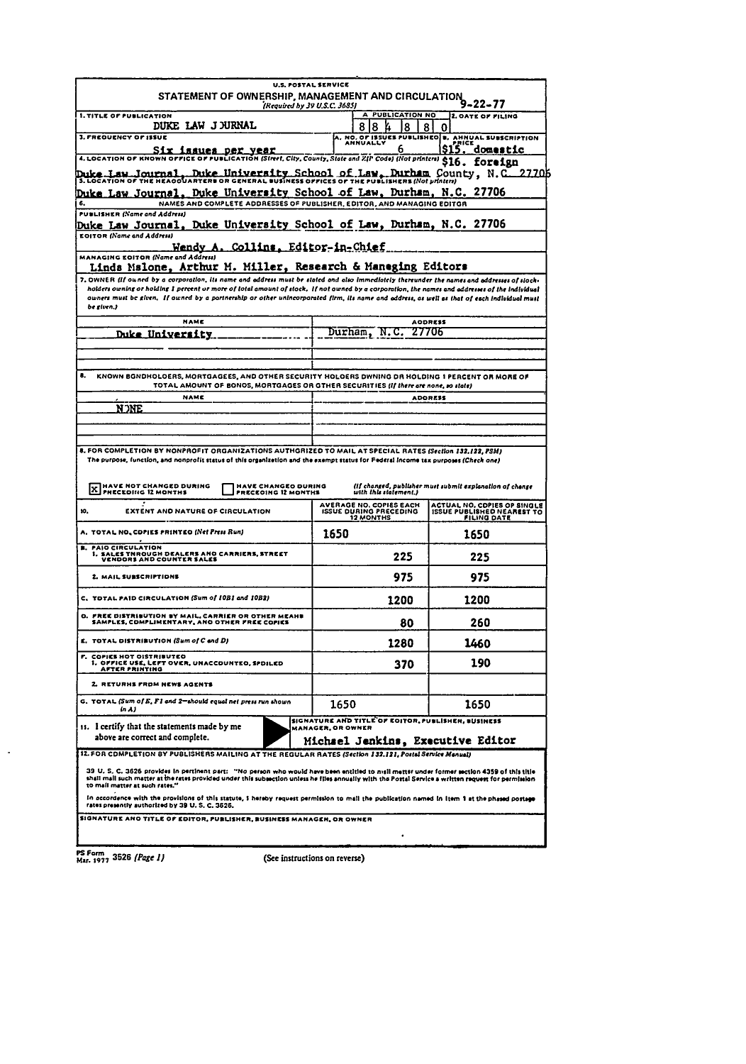U.S. POSTAL SERVICE

# STATEMENT OF OWNERSHIP, MANAGEMENT AND CIRCULATION

*(Required by 39 U.S.C. 3685)*

| | | |
|---|---|---|
| 1. TITLE OF PUBLICATION: DUKE LAW JOURNAL | A. PUBLICATION NO: 8 8 4 8 8 0 | 2. DATE OF FILING: 9-22-77 |
| 3. FREQUENCY OF ISSUE: Six issues per year | A. NO. OF ISSUES PUBLISHED ANNUALLY: 6 | B. ANNUAL SUBSCRIPTION PRICE: $15. domestic $16. foreign |

4. LOCATION OF KNOWN OFFICE OF PUBLICATION *(Street, City, County, State and ZIP Code) (Not printers)*
Duke Law Journal, Duke University School of Law, Durham County, N.C. 27706

5. LOCATION OF THE HEADQUARTERS OR GENERAL BUSINESS OFFICES OF THE PUBLISHERS *(Not printers)*
Duke Law Journal, Duke University School of Law, Durham, N.C. 27706

6. NAMES AND COMPLETE ADDRESSES OF PUBLISHER, EDITOR, AND MANAGING EDITOR

PUBLISHER *(Name and Address)*
Duke Law Journal, Duke University School of Law, Durham, N.C. 27706

EDITOR *(Name and Address)*
Wendy A. Collins, Editor-in-Chief

MANAGING EDITOR *(Name and Address)*
Linda Malone, Arthur M. Miller, Research & Managing Editors

7. OWNER *(If owned by a corporation, its name and address must be stated and also immediately thereunder the names and addresses of stockholders owning or holding 1 percent or more of total amount of stock. If not owned by a corporation, the names and addresses of the individual owners must be given. If owned by a partnership or other unincorporated firm, its name and address, as well as that of each individual must be given.)*

| NAME | ADDRESS |
|---|---|
| Duke University | Durham, N.C. 27706 |

8. KNOWN BONDHOLDERS, MORTGAGEES, AND OTHER SECURITY HOLDERS OWNING OR HOLDING 1 PERCENT OR MORE OF TOTAL AMOUNT OF BONDS, MORTGAGES OR OTHER SECURITIES *(If there are none, so state)*

| NAME | ADDRESS |
|---|---|
| NONE | |

9. FOR COMPLETION BY NONPROFIT ORGANIZATIONS AUTHORIZED TO MAIL AT SPECIAL RATES *(Section 132.122, PSM)*
The purpose, function, and nonprofit status of this organization and the exempt status for Federal income tax purposes *(Check one)*

[X] HAVE NOT CHANGED DURING PRECEDING 12 MONTHS [ ] HAVE CHANGED DURING PRECEDING 12 MONTHS *(If changed, publisher must submit explanation of change with this statement.)*

| 10. EXTENT AND NATURE OF CIRCULATION | AVERAGE NO. COPIES EACH ISSUE DURING PRECEDING 12 MONTHS | ACTUAL NO. COPIES OF SINGLE ISSUE PUBLISHED NEAREST TO FILING DATE |
|---|---|---|
| A. TOTAL NO. COPIES PRINTED *(Net Press Run)* | 1650 | 1650 |
| B. PAID CIRCULATION 1. SALES THROUGH DEALERS AND CARRIERS, STREET VENDORS AND COUNTER SALES | 225 | 225 |
| 2. MAIL SUBSCRIPTIONS | 975 | 975 |
| C. TOTAL PAID CIRCULATION *(Sum of 10B1 and 10B2)* | 1200 | 1200 |
| D. FREE DISTRIBUTION BY MAIL, CARRIER OR OTHER MEANS SAMPLES, COMPLIMENTARY, AND OTHER FREE COPIES | 80 | 260 |
| E. TOTAL DISTRIBUTION *(Sum of C and D)* | 1280 | 1460 |
| F. COPIES NOT DISTRIBUTED 1. OFFICE USE, LEFT OVER, UNACCOUNTED, SPOILED AFTER PRINTING | 370 | 190 |
| 2. RETURNS FROM NEWS AGENTS | | |
| G. TOTAL *(Sum of E, F1 and 2—should equal net press run shown in A)* | 1650 | 1650 |

11. I certify that the statements made by me above are correct and complete.

SIGNATURE AND TITLE OF EDITOR, PUBLISHER, BUSINESS MANAGER, OR OWNER
Michael Jenkins, Executive Editor

12. FOR COMPLETION BY PUBLISHERS MAILING AT THE REGULAR RATES *(Section 132.121, Postal Service Manual)*

39 U. S. C. 3626 provides in pertinent part: "No person who would have been entitled to mail matter under former section 4359 of this title shall mail such matter at the rates provided under this subsection unless he files annually with the Postal Service a written request for permission to mail matter at such rates."

In accordance with the provisions of this statute, I hereby request permission to mail the publication named in Item 1 at the phased postage rates presently authorized by 39 U. S. C. 3626.

SIGNATURE AND TITLE OF EDITOR, PUBLISHER, BUSINESS MANAGER, OR OWNER

PS Form Mar. 1977 3526 *(Page 1)* (See instructions on reverse)